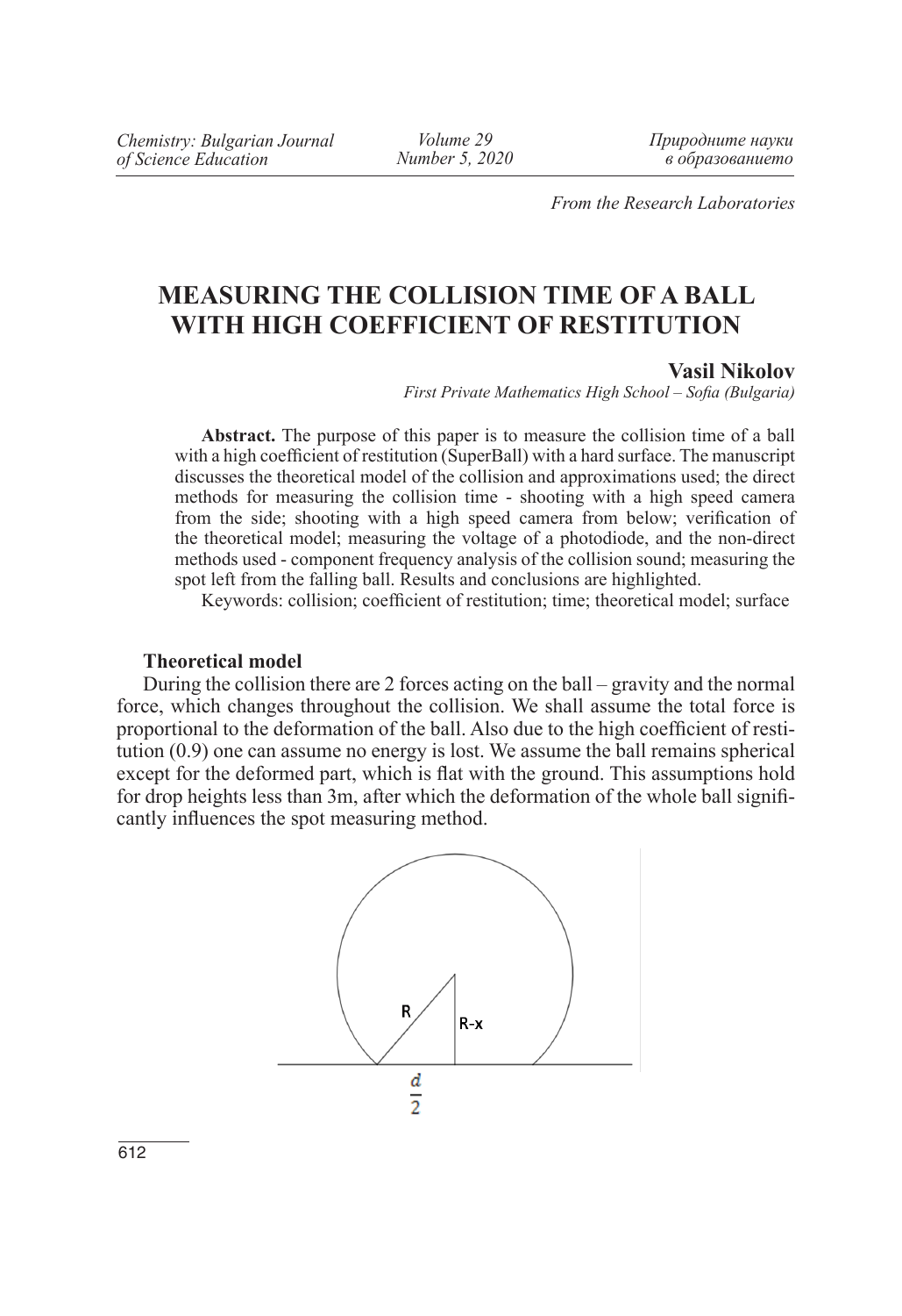*From the Research Laboratories*

# MEASURING THE COLLISION TIME OF A BALL WITH HIGH COEFFICIENT OF RESTITUTION

**Vasil Nikolov**

*First Private Mathematics High School – Sofia (Bulgaria)*

**Abstract.** The purpose of this paper is to measure the collision time of a ball with a high coefficient of restitution (SuperBall) with a hard surface. The manuscript discusses the theoretical model of the collision and approximations used; the direct methods for measuring the collision time - shooting with a high speed camera from the side; shooting with a high speed camera from below; verification of the theoretical model; measuring the voltage of a photodiode, and the non-direct methods used - component frequency analysis of the collision sound; measuring the spot left from the falling ball. Results and conclusions are highlighted.

Keywords: collision; coefficient of restitution; time; theoretical model; surface

## Theoretical model

During the collision there are 2 forces acting on the ball – gravity and the normal force, which changes throughout the collision. We shall assume the total force is proportional to the deformation of the ball. Also due to the high coefficient of restitution (0.9) one can assume no energy is lost. We assume the ball remains spherical except for the deformed part, which is flat with the ground. This assumptions hold for drop heights less than 3m, after which the deformation of the whole ball significantly influences the spot measuring method.

R

R-x

$\frac{d}{2}$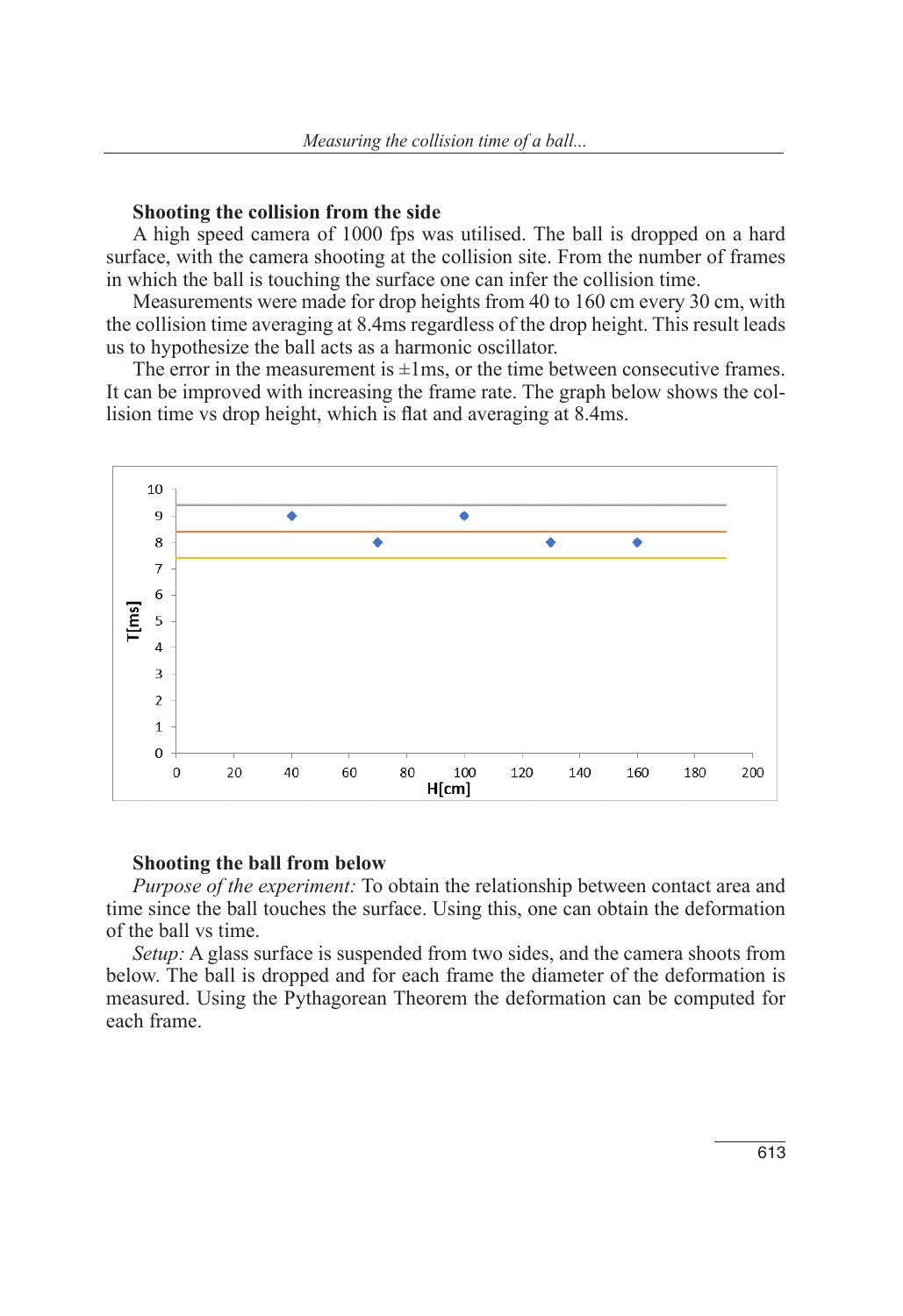### Shooting the collision from the side

A high speed camera of 1000 fps was utilised. The ball is dropped on a hard surface, with the camera shooting at the collision site. From the number of frames in which the ball is touching the surface one can infer the collision time.

Measurements were made for drop heights from 40 to 160 cm every 30 cm, with the collision time averaging at 8.4ms regardless of the drop height. This result leads us to hypothesize the ball acts as a harmonic oscillator.

The error in the measurement is ±1ms, or the time between consecutive frames. It can be improved with increasing the frame rate. The graph below shows the collision time vs drop height, which is flat and averaging at 8.4ms.

### Shooting the ball from below

*Purpose of the experiment:* To obtain the relationship between contact area and time since the ball touches the surface. Using this, one can obtain the deformation of the ball vs time.

*Setup:* A glass surface is suspended from two sides, and the camera shoots from below. The ball is dropped and for each frame the diameter of the deformation is measured. Using the Pythagorean Theorem the deformation can be computed for each frame.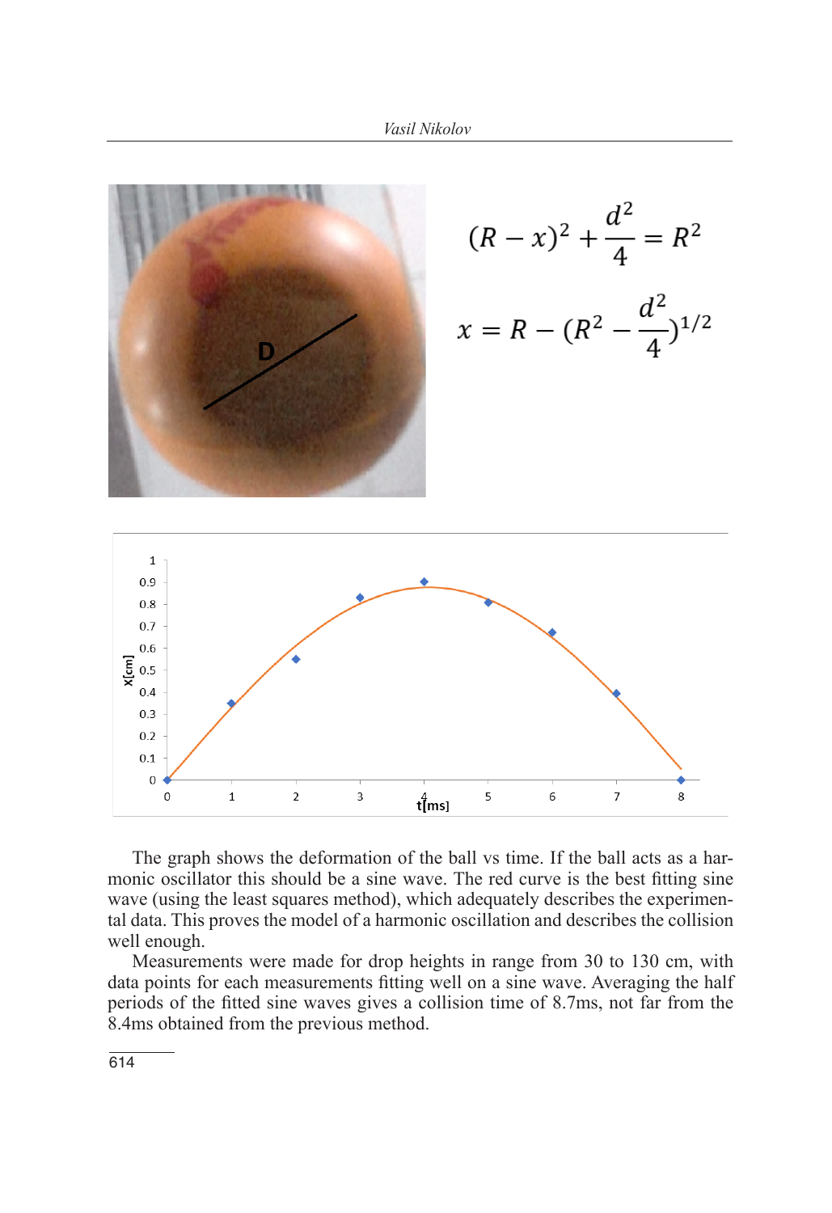$$(R - x)^2 + \frac{d^2}{4} = R^2$$

$$x = R - (R^2 - \frac{d^2}{4})^{1/2}$$

The graph shows the deformation of the ball vs time. If the ball acts as a harmonic oscillator this should be a sine wave. The red curve is the best fitting sine wave (using the least squares method), which adequately describes the experimental data. This proves the model of a harmonic oscillation and describes the collision well enough.

Measurements were made for drop heights in range from 30 to 130 cm, with data points for each measurements fitting well on a sine wave. Averaging the half periods of the fitted sine waves gives a collision time of 8.7ms, not far from the 8.4ms obtained from the previous method.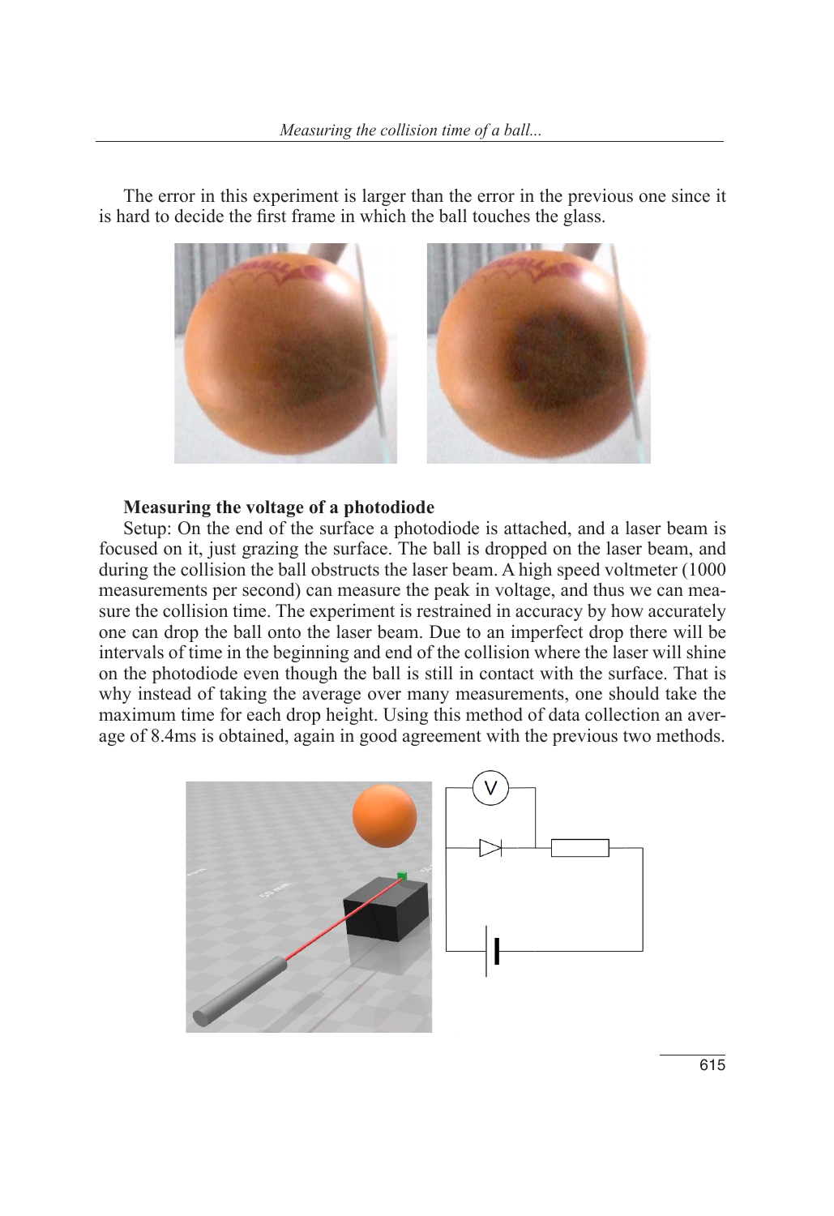The error in this experiment is larger than the error in the previous one since it is hard to decide the first frame in which the ball touches the glass.

**Measuring the voltage of a photodiode**

Setup: On the end of the surface a photodiode is attached, and a laser beam is focused on it, just grazing the surface. The ball is dropped on the laser beam, and during the collision the ball obstructs the laser beam. A high speed voltmeter (1000 measurements per second) can measure the peak in voltage, and thus we can measure the collision time. The experiment is restrained in accuracy by how accurately one can drop the ball onto the laser beam. Due to an imperfect drop there will be intervals of time in the beginning and end of the collision where the laser will shine on the photodiode even though the ball is still in contact with the surface. That is why instead of taking the average over many measurements, one should take the maximum time for each drop height. Using this method of data collection an average of 8.4ms is obtained, again in good agreement with the previous two methods.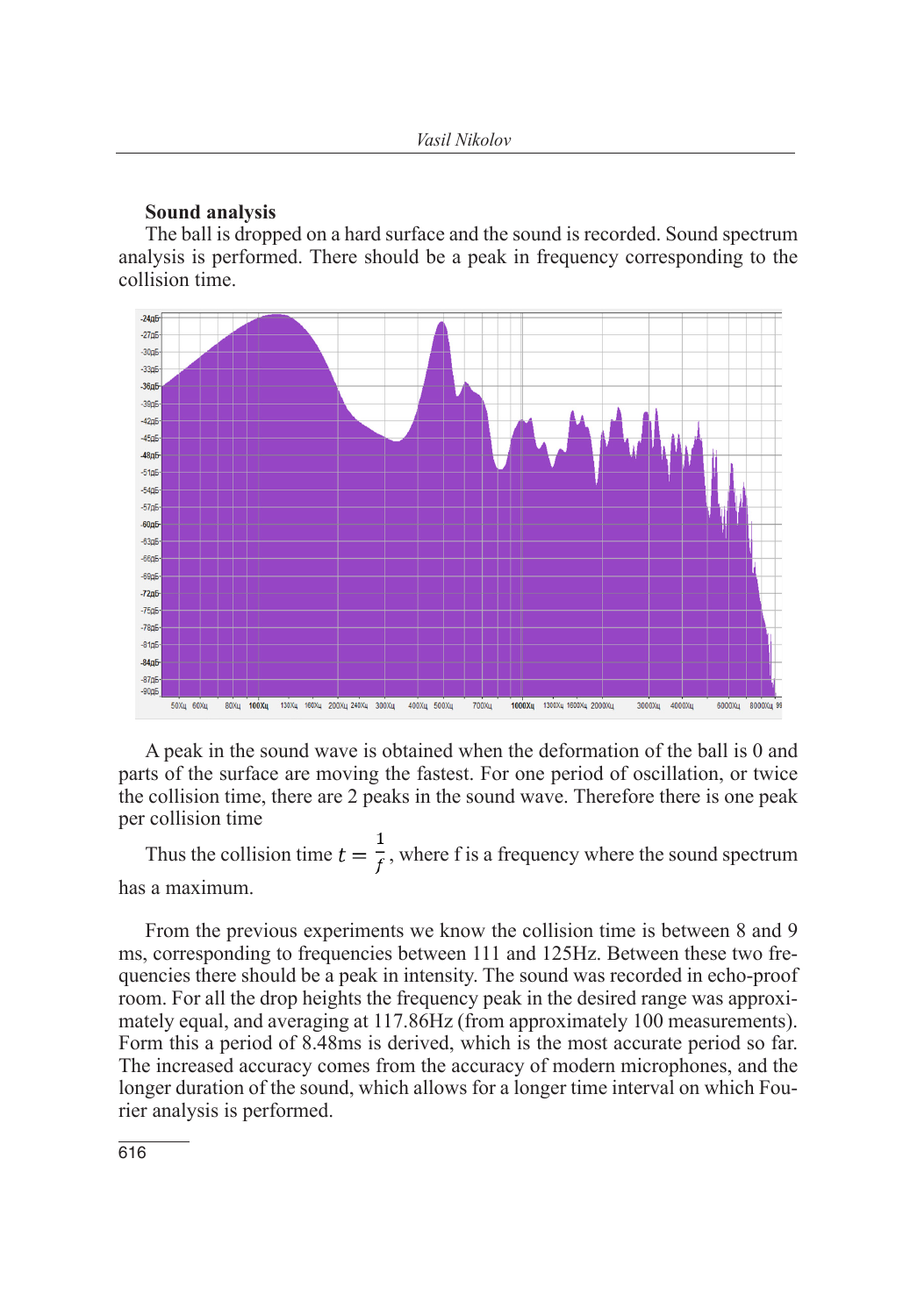**Sound analysis**

The ball is dropped on a hard surface and the sound is recorded. Sound spectrum analysis is performed. There should be a peak in frequency corresponding to the collision time.

A peak in the sound wave is obtained when the deformation of the ball is 0 and parts of the surface are moving the fastest. For one period of oscillation, or twice the collision time, there are 2 peaks in the sound wave. Therefore there is one peak per collision time

Thus the collision time $t = \frac{1}{f}$, where f is a frequency where the sound spectrum has a maximum.

From the previous experiments we know the collision time is between 8 and 9 ms, corresponding to frequencies between 111 and 125Hz. Between these two frequencies there should be a peak in intensity. The sound was recorded in echo-proof room. For all the drop heights the frequency peak in the desired range was approximately equal, and averaging at 117.86Hz (from approximately 100 measurements). Form this a period of 8.48ms is derived, which is the most accurate period so far. The increased accuracy comes from the accuracy of modern microphones, and the longer duration of the sound, which allows for a longer time interval on which Fourier analysis is performed.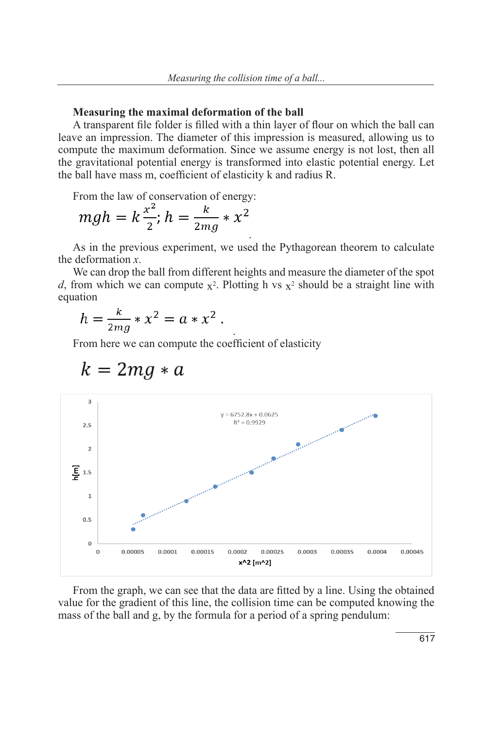### Measuring the maximal deformation of the ball

A transparent file folder is filled with a thin layer of flour on which the ball can leave an impression. The diameter of this impression is measured, allowing us to compute the maximum deformation. Since we assume energy is not lost, then all the gravitational potential energy is transformed into elastic potential energy. Let the ball have mass m, coefficient of elasticity k and radius R.

From the law of conservation of energy:

$$mgh = k\frac{x^2}{2};\ h = \frac{k}{2mg} * x^2$$

As in the previous experiment, we used the Pythagorean theorem to calculate the deformation *x*.

We can drop the ball from different heights and measure the diameter of the spot *d*, from which we can compute $x^2$. Plotting h vs $x^2$ should be a straight line with equation

$$h = \frac{k}{2mg} * x^2 = a * x^2\ .$$

From here we can compute the coefficient of elasticity

$$k = 2mg * a$$

From the graph, we can see that the data are fitted by a line. Using the obtained value for the gradient of this line, the collision time can be computed knowing the mass of the ball and g, by the formula for a period of a spring pendulum: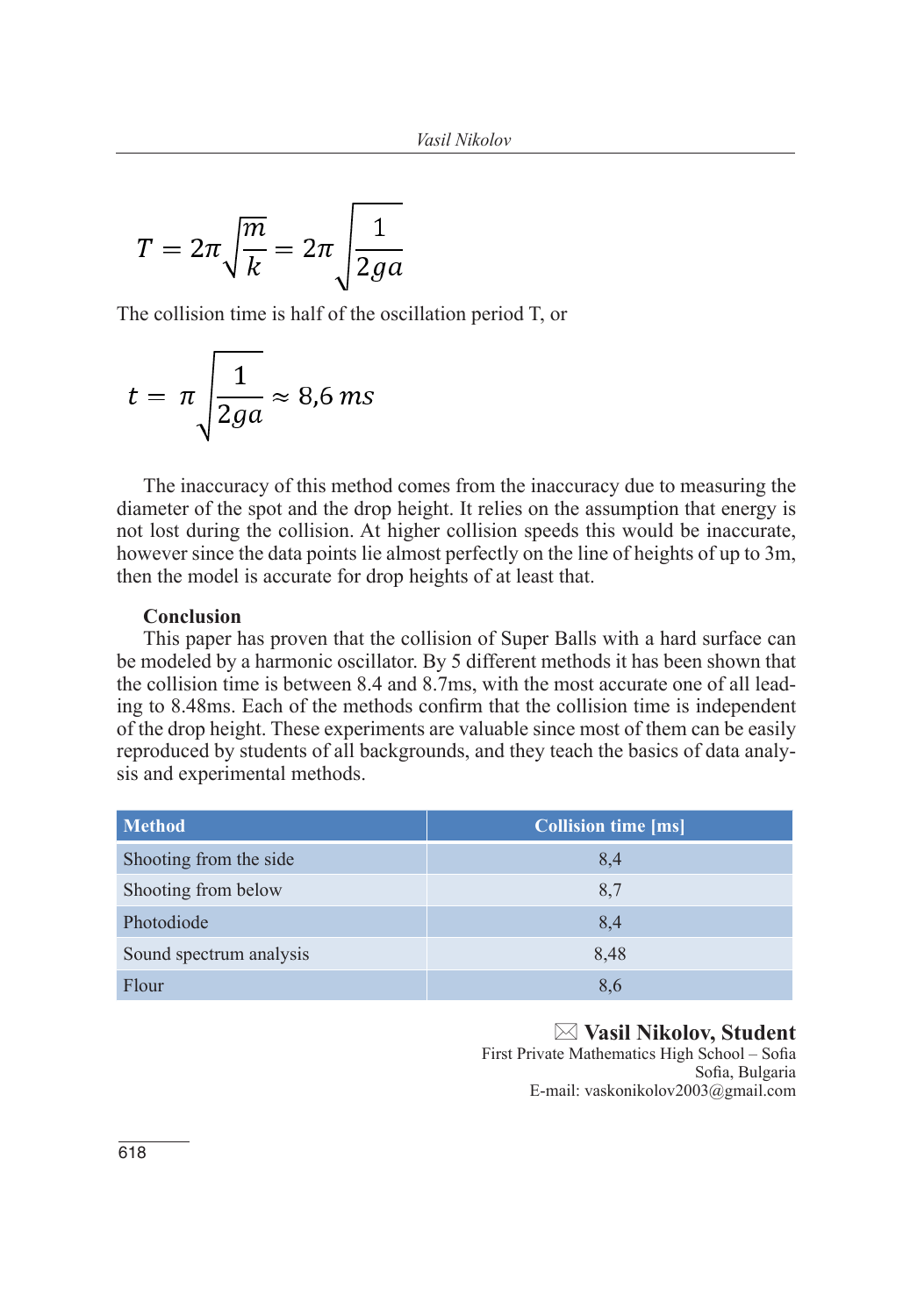$$T = 2\pi\sqrt{\frac{m}{k}} = 2\pi\sqrt{\frac{1}{2ga}}$$

The collision time is half of the oscillation period T, or

$$t = \pi\sqrt{\frac{1}{2ga}} \approx 8{,}6\,ms$$

The inaccuracy of this method comes from the inaccuracy due to measuring the diameter of the spot and the drop height. It relies on the assumption that energy is not lost during the collision. At higher collision speeds this would be inaccurate, however since the data points lie almost perfectly on the line of heights of up to 3m, then the model is accurate for drop heights of at least that.

**Conclusion**

This paper has proven that the collision of Super Balls with a hard surface can be modeled by a harmonic oscillator. By 5 different methods it has been shown that the collision time is between 8.4 and 8.7ms, with the most accurate one of all leading to 8.48ms. Each of the methods confirm that the collision time is independent of the drop height. These experiments are valuable since most of them can be easily reproduced by students of all backgrounds, and they teach the basics of data analysis and experimental methods.

| Method | Collision time [ms] |
|---|---|
| Shooting from the side | 8,4 |
| Shooting from below | 8,7 |
| Photodiode | 8,4 |
| Sound spectrum analysis | 8,48 |
| Flour | 8,6 |

**Vasil Nikolov, Student**
First Private Mathematics High School – Sofia
Sofia, Bulgaria
E-mail: vaskonikolov2003@gmail.com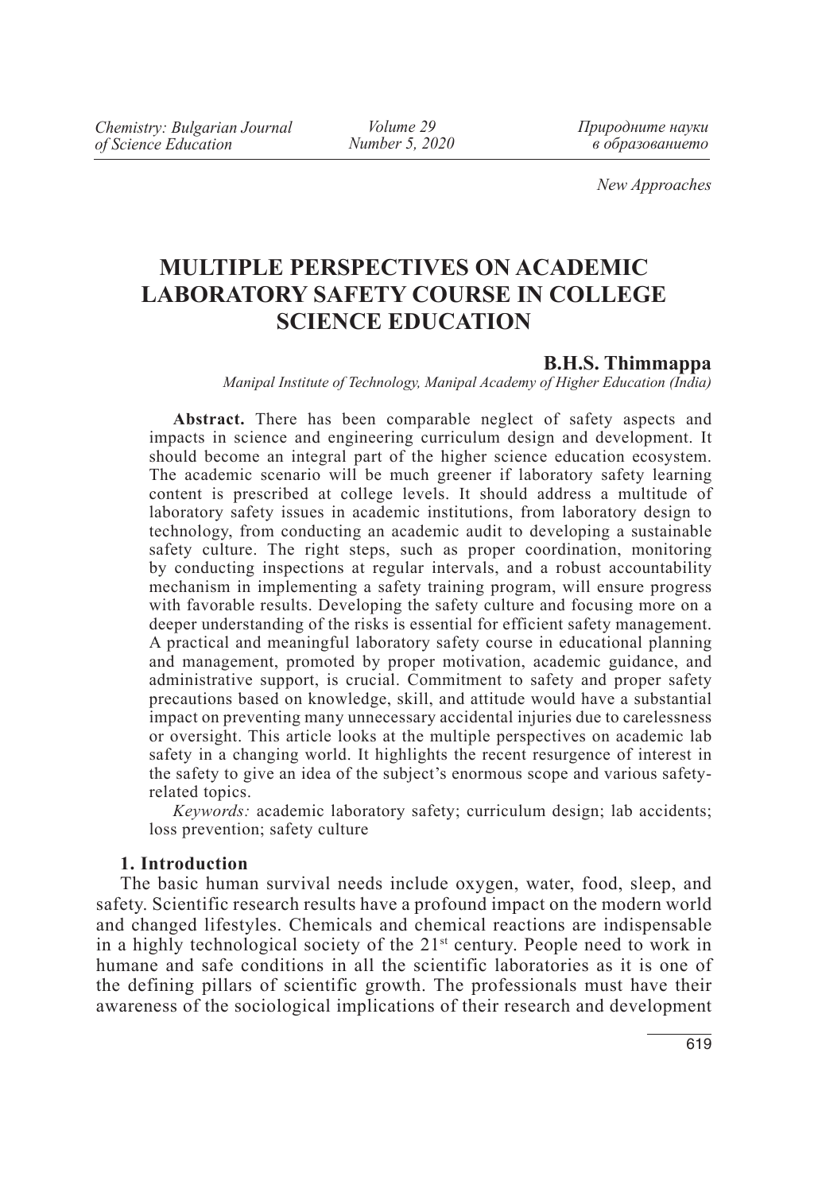*New Approaches*

# MULTIPLE PERSPECTIVES ON ACADEMIC LABORATORY SAFETY COURSE IN COLLEGE SCIENCE EDUCATION

**B.H.S. Thimmappa**

*Manipal Institute of Technology, Manipal Academy of Higher Education (India)*

**Abstract.** There has been comparable neglect of safety aspects and impacts in science and engineering curriculum design and development. It should become an integral part of the higher science education ecosystem. The academic scenario will be much greener if laboratory safety learning content is prescribed at college levels. It should address a multitude of laboratory safety issues in academic institutions, from laboratory design to technology, from conducting an academic audit to developing a sustainable safety culture. The right steps, such as proper coordination, monitoring by conducting inspections at regular intervals, and a robust accountability mechanism in implementing a safety training program, will ensure progress with favorable results. Developing the safety culture and focusing more on a deeper understanding of the risks is essential for efficient safety management. A practical and meaningful laboratory safety course in educational planning and management, promoted by proper motivation, academic guidance, and administrative support, is crucial. Commitment to safety and proper safety precautions based on knowledge, skill, and attitude would have a substantial impact on preventing many unnecessary accidental injuries due to carelessness or oversight. This article looks at the multiple perspectives on academic lab safety in a changing world. It highlights the recent resurgence of interest in the safety to give an idea of the subject's enormous scope and various safety-related topics.

*Keywords:* academic laboratory safety; curriculum design; lab accidents; loss prevention; safety culture

## 1. Introduction

The basic human survival needs include oxygen, water, food, sleep, and safety. Scientific research results have a profound impact on the modern world and changed lifestyles. Chemicals and chemical reactions are indispensable in a highly technological society of the 21st century. People need to work in humane and safe conditions in all the scientific laboratories as it is one of the defining pillars of scientific growth. The professionals must have their awareness of the sociological implications of their research and development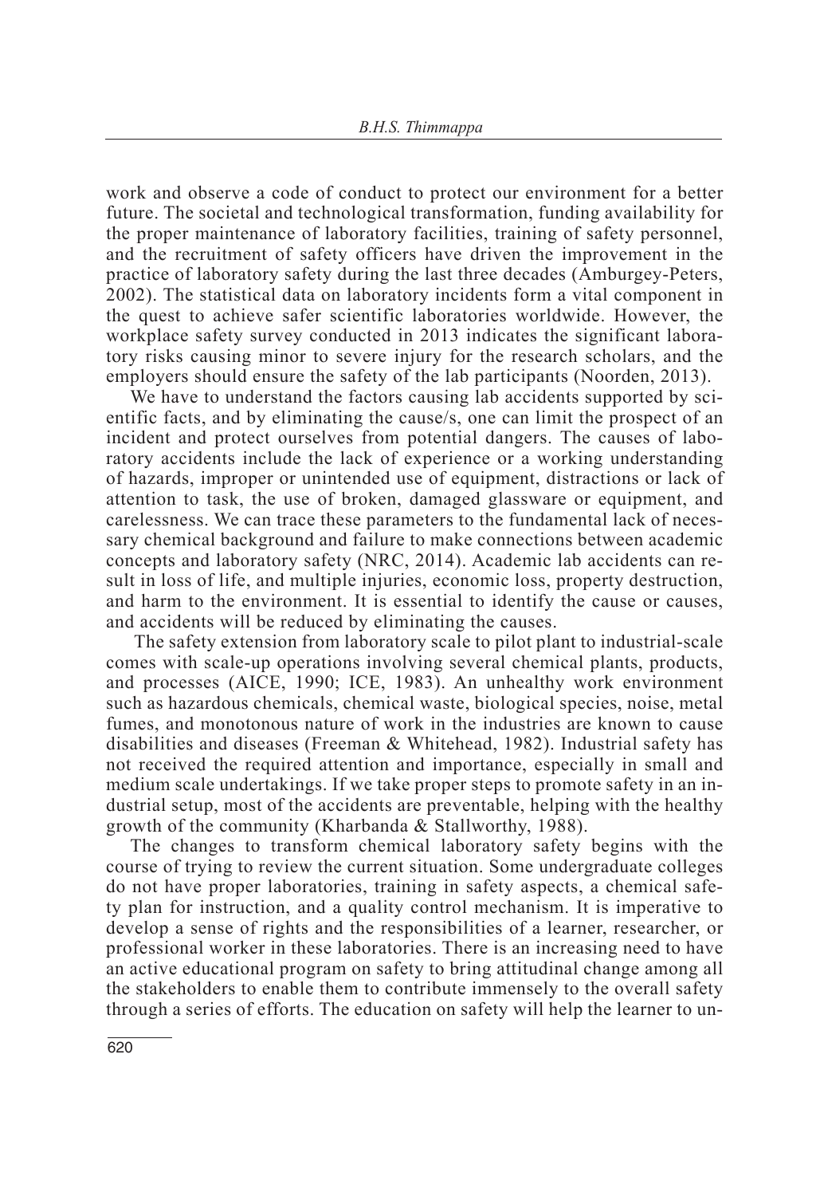work and observe a code of conduct to protect our environment for a better future. The societal and technological transformation, funding availability for the proper maintenance of laboratory facilities, training of safety personnel, and the recruitment of safety officers have driven the improvement in the practice of laboratory safety during the last three decades (Amburgey-Peters, 2002). The statistical data on laboratory incidents form a vital component in the quest to achieve safer scientific laboratories worldwide. However, the workplace safety survey conducted in 2013 indicates the significant laboratory risks causing minor to severe injury for the research scholars, and the employers should ensure the safety of the lab participants (Noorden, 2013).

We have to understand the factors causing lab accidents supported by scientific facts, and by eliminating the cause/s, one can limit the prospect of an incident and protect ourselves from potential dangers. The causes of laboratory accidents include the lack of experience or a working understanding of hazards, improper or unintended use of equipment, distractions or lack of attention to task, the use of broken, damaged glassware or equipment, and carelessness. We can trace these parameters to the fundamental lack of necessary chemical background and failure to make connections between academic concepts and laboratory safety (NRC, 2014). Academic lab accidents can result in loss of life, and multiple injuries, economic loss, property destruction, and harm to the environment. It is essential to identify the cause or causes, and accidents will be reduced by eliminating the causes.

The safety extension from laboratory scale to pilot plant to industrial-scale comes with scale-up operations involving several chemical plants, products, and processes (AICE, 1990; ICE, 1983). An unhealthy work environment such as hazardous chemicals, chemical waste, biological species, noise, metal fumes, and monotonous nature of work in the industries are known to cause disabilities and diseases (Freeman & Whitehead, 1982). Industrial safety has not received the required attention and importance, especially in small and medium scale undertakings. If we take proper steps to promote safety in an industrial setup, most of the accidents are preventable, helping with the healthy growth of the community (Kharbanda & Stallworthy, 1988).

The changes to transform chemical laboratory safety begins with the course of trying to review the current situation. Some undergraduate colleges do not have proper laboratories, training in safety aspects, a chemical safety plan for instruction, and a quality control mechanism. It is imperative to develop a sense of rights and the responsibilities of a learner, researcher, or professional worker in these laboratories. There is an increasing need to have an active educational program on safety to bring attitudinal change among all the stakeholders to enable them to contribute immensely to the overall safety through a series of efforts. The education on safety will help the learner to un-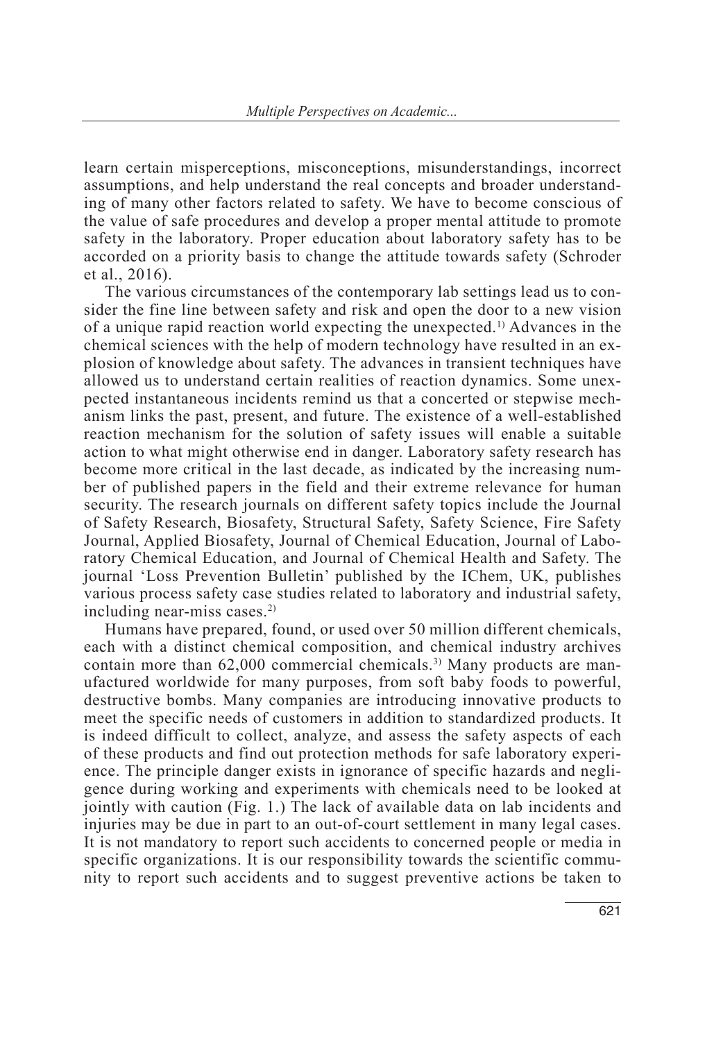learn certain misperceptions, misconceptions, misunderstandings, incorrect assumptions, and help understand the real concepts and broader understanding of many other factors related to safety. We have to become conscious of the value of safe procedures and develop a proper mental attitude to promote safety in the laboratory. Proper education about laboratory safety has to be accorded on a priority basis to change the attitude towards safety (Schroder et al., 2016).

The various circumstances of the contemporary lab settings lead us to consider the fine line between safety and risk and open the door to a new vision of a unique rapid reaction world expecting the unexpected.[1)] Advances in the chemical sciences with the help of modern technology have resulted in an explosion of knowledge about safety. The advances in transient techniques have allowed us to understand certain realities of reaction dynamics. Some unexpected instantaneous incidents remind us that a concerted or stepwise mechanism links the past, present, and future. The existence of a well-established reaction mechanism for the solution of safety issues will enable a suitable action to what might otherwise end in danger. Laboratory safety research has become more critical in the last decade, as indicated by the increasing number of published papers in the field and their extreme relevance for human security. The research journals on different safety topics include the Journal of Safety Research, Biosafety, Structural Safety, Safety Science, Fire Safety Journal, Applied Biosafety, Journal of Chemical Education, Journal of Laboratory Chemical Education, and Journal of Chemical Health and Safety. The journal 'Loss Prevention Bulletin' published by the IChem, UK, publishes various process safety case studies related to laboratory and industrial safety, including near-miss cases.[2)]

Humans have prepared, found, or used over 50 million different chemicals, each with a distinct chemical composition, and chemical industry archives contain more than 62,000 commercial chemicals.[3)] Many products are manufactured worldwide for many purposes, from soft baby foods to powerful, destructive bombs. Many companies are introducing innovative products to meet the specific needs of customers in addition to standardized products. It is indeed difficult to collect, analyze, and assess the safety aspects of each of these products and find out protection methods for safe laboratory experience. The principle danger exists in ignorance of specific hazards and negligence during working and experiments with chemicals need to be looked at jointly with caution (Fig. 1.) The lack of available data on lab incidents and injuries may be due in part to an out-of-court settlement in many legal cases. It is not mandatory to report such accidents to concerned people or media in specific organizations. It is our responsibility towards the scientific community to report such accidents and to suggest preventive actions be taken to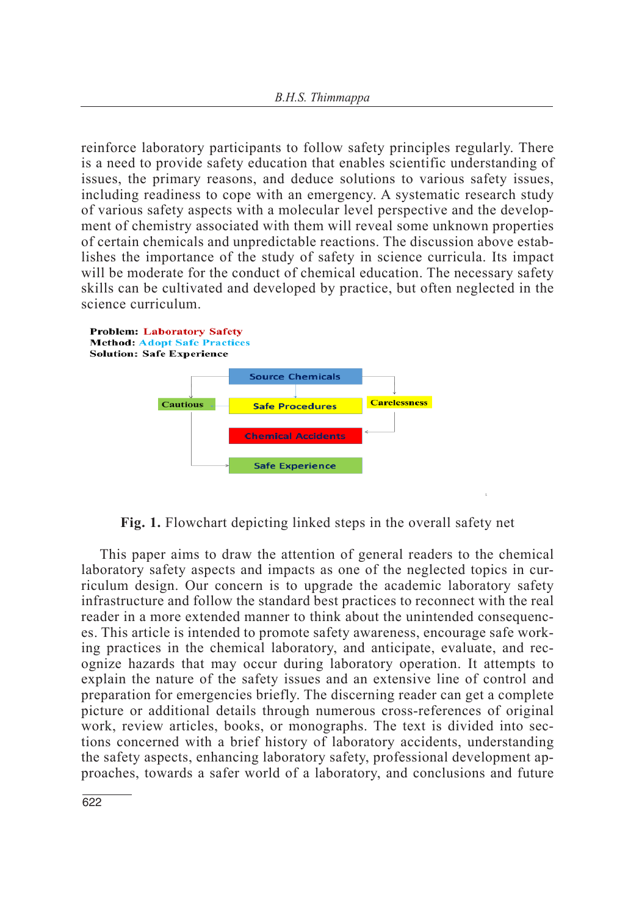reinforce laboratory participants to follow safety principles regularly. There is a need to provide safety education that enables scientific understanding of issues, the primary reasons, and deduce solutions to various safety issues, including readiness to cope with an emergency. A systematic research study of various safety aspects with a molecular level perspective and the development of chemistry associated with them will reveal some unknown properties of certain chemicals and unpredictable reactions. The discussion above establishes the importance of the study of safety in science curricula. Its impact will be moderate for the conduct of chemical education. The necessary safety skills can be cultivated and developed by practice, but often neglected in the science curriculum.

**Problem:** Laboratory Safety
**Method:** Adopt Safe Practices
**Solution:** Safe Experience

Source Chemicals

Cautious | Safe Procedures | Carelessness

Chemical Accidents

Safe Experience

**Fig. 1.** Flowchart depicting linked steps in the overall safety net

This paper aims to draw the attention of general readers to the chemical laboratory safety aspects and impacts as one of the neglected topics in curriculum design. Our concern is to upgrade the academic laboratory safety infrastructure and follow the standard best practices to reconnect with the real reader in a more extended manner to think about the unintended consequences. This article is intended to promote safety awareness, encourage safe working practices in the chemical laboratory, and anticipate, evaluate, and recognize hazards that may occur during laboratory operation. It attempts to explain the nature of the safety issues and an extensive line of control and preparation for emergencies briefly. The discerning reader can get a complete picture or additional details through numerous cross-references of original work, review articles, books, or monographs. The text is divided into sections concerned with a brief history of laboratory accidents, understanding the safety aspects, enhancing laboratory safety, professional development approaches, towards a safer world of a laboratory, and conclusions and future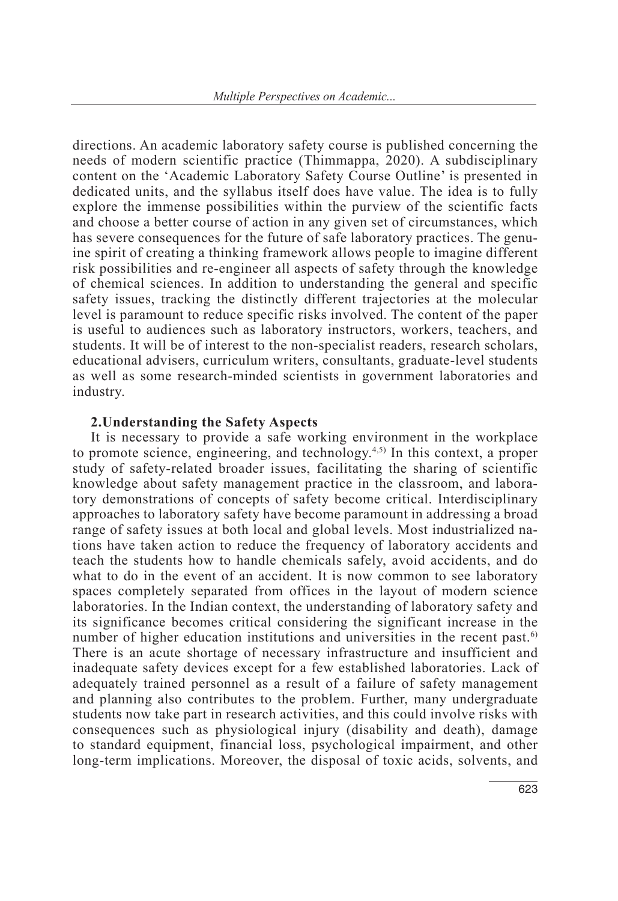directions. An academic laboratory safety course is published concerning the needs of modern scientific practice (Thimmappa, 2020). A subdisciplinary content on the 'Academic Laboratory Safety Course Outline' is presented in dedicated units, and the syllabus itself does have value. The idea is to fully explore the immense possibilities within the purview of the scientific facts and choose a better course of action in any given set of circumstances, which has severe consequences for the future of safe laboratory practices. The genuine spirit of creating a thinking framework allows people to imagine different risk possibilities and re-engineer all aspects of safety through the knowledge of chemical sciences. In addition to understanding the general and specific safety issues, tracking the distinctly different trajectories at the molecular level is paramount to reduce specific risks involved. The content of the paper is useful to audiences such as laboratory instructors, workers, teachers, and students. It will be of interest to the non-specialist readers, research scholars, educational advisers, curriculum writers, consultants, graduate-level students as well as some research-minded scientists in government laboratories and industry.

## 2.Understanding the Safety Aspects

It is necessary to provide a safe working environment in the workplace to promote science, engineering, and technology.[4,5] In this context, a proper study of safety-related broader issues, facilitating the sharing of scientific knowledge about safety management practice in the classroom, and laboratory demonstrations of concepts of safety become critical. Interdisciplinary approaches to laboratory safety have become paramount in addressing a broad range of safety issues at both local and global levels. Most industrialized nations have taken action to reduce the frequency of laboratory accidents and teach the students how to handle chemicals safely, avoid accidents, and do what to do in the event of an accident. It is now common to see laboratory spaces completely separated from offices in the layout of modern science laboratories. In the Indian context, the understanding of laboratory safety and its significance becomes critical considering the significant increase in the number of higher education institutions and universities in the recent past.[6] There is an acute shortage of necessary infrastructure and insufficient and inadequate safety devices except for a few established laboratories. Lack of adequately trained personnel as a result of a failure of safety management and planning also contributes to the problem. Further, many undergraduate students now take part in research activities, and this could involve risks with consequences such as physiological injury (disability and death), damage to standard equipment, financial loss, psychological impairment, and other long-term implications. Moreover, the disposal of toxic acids, solvents, and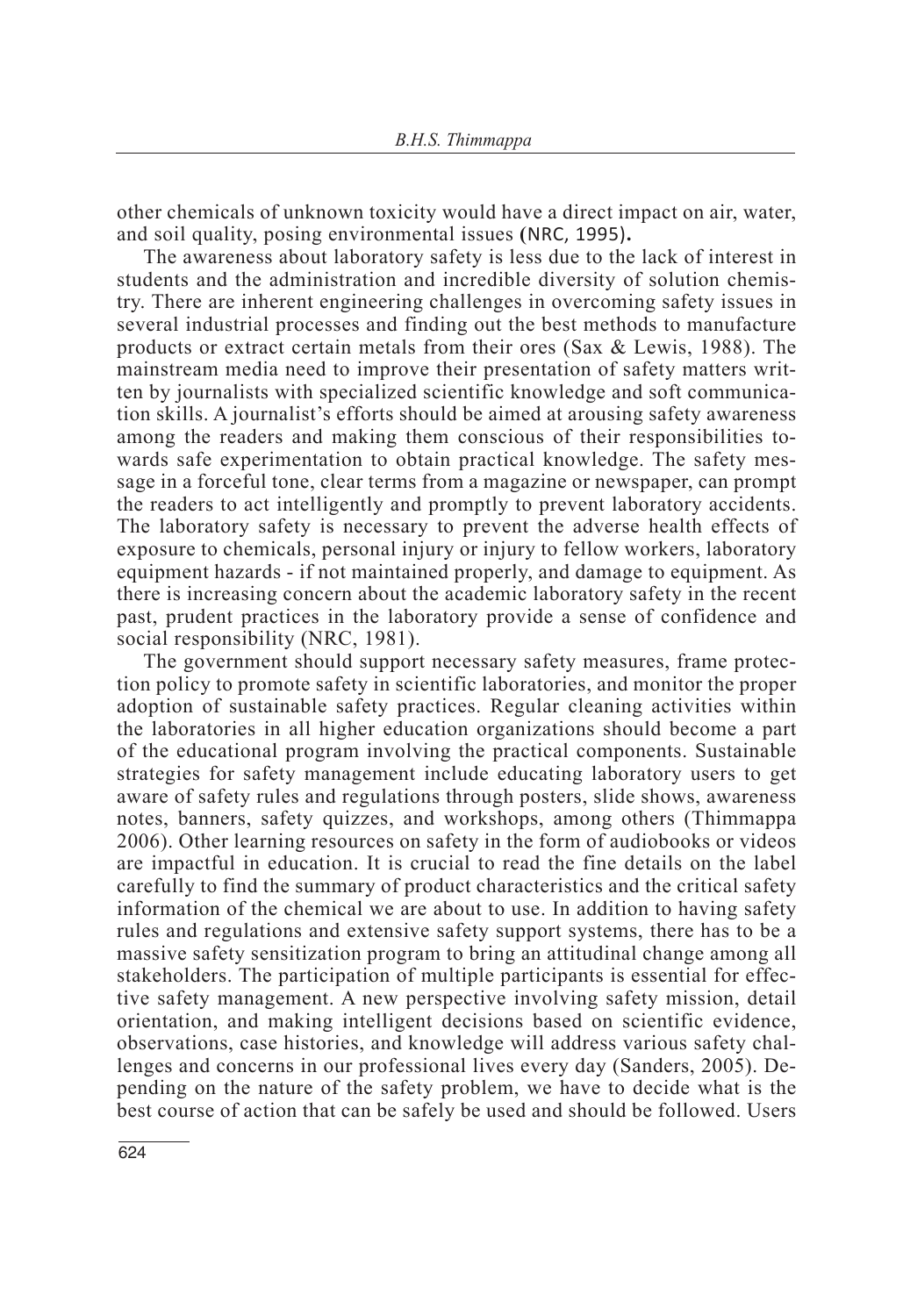other chemicals of unknown toxicity would have a direct impact on air, water, and soil quality, posing environmental issues (NRC, 1995).

The awareness about laboratory safety is less due to the lack of interest in students and the administration and incredible diversity of solution chemistry. There are inherent engineering challenges in overcoming safety issues in several industrial processes and finding out the best methods to manufacture products or extract certain metals from their ores (Sax & Lewis, 1988). The mainstream media need to improve their presentation of safety matters written by journalists with specialized scientific knowledge and soft communication skills. A journalist's efforts should be aimed at arousing safety awareness among the readers and making them conscious of their responsibilities towards safe experimentation to obtain practical knowledge. The safety message in a forceful tone, clear terms from a magazine or newspaper, can prompt the readers to act intelligently and promptly to prevent laboratory accidents. The laboratory safety is necessary to prevent the adverse health effects of exposure to chemicals, personal injury or injury to fellow workers, laboratory equipment hazards - if not maintained properly, and damage to equipment. As there is increasing concern about the academic laboratory safety in the recent past, prudent practices in the laboratory provide a sense of confidence and social responsibility (NRC, 1981).

The government should support necessary safety measures, frame protection policy to promote safety in scientific laboratories, and monitor the proper adoption of sustainable safety practices. Regular cleaning activities within the laboratories in all higher education organizations should become a part of the educational program involving the practical components. Sustainable strategies for safety management include educating laboratory users to get aware of safety rules and regulations through posters, slide shows, awareness notes, banners, safety quizzes, and workshops, among others (Thimmappa 2006). Other learning resources on safety in the form of audiobooks or videos are impactful in education. It is crucial to read the fine details on the label carefully to find the summary of product characteristics and the critical safety information of the chemical we are about to use. In addition to having safety rules and regulations and extensive safety support systems, there has to be a massive safety sensitization program to bring an attitudinal change among all stakeholders. The participation of multiple participants is essential for effective safety management. A new perspective involving safety mission, detail orientation, and making intelligent decisions based on scientific evidence, observations, case histories, and knowledge will address various safety challenges and concerns in our professional lives every day (Sanders, 2005). Depending on the nature of the safety problem, we have to decide what is the best course of action that can be safely be used and should be followed. Users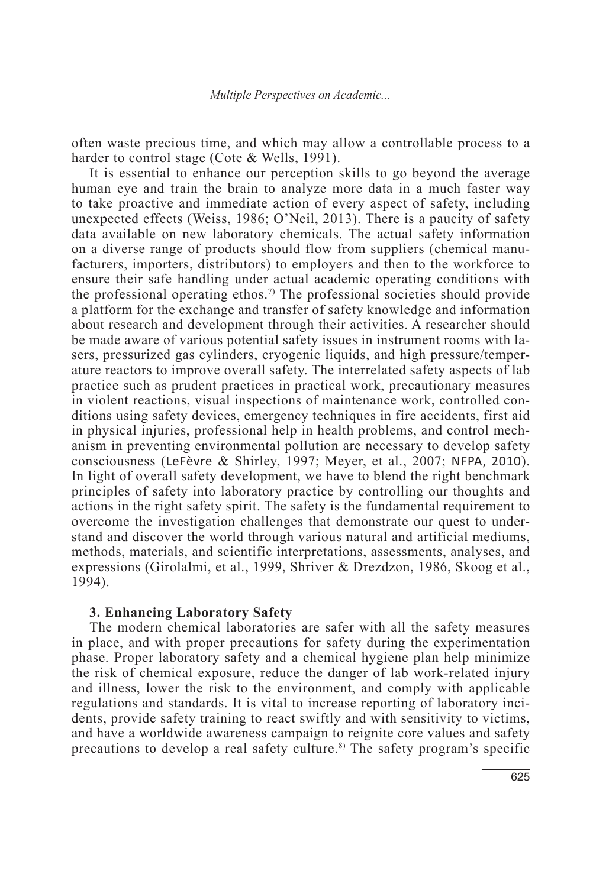often waste precious time, and which may allow a controllable process to a harder to control stage (Cote & Wells, 1991).

It is essential to enhance our perception skills to go beyond the average human eye and train the brain to analyze more data in a much faster way to take proactive and immediate action of every aspect of safety, including unexpected effects (Weiss, 1986; O'Neil, 2013). There is a paucity of safety data available on new laboratory chemicals. The actual safety information on a diverse range of products should flow from suppliers (chemical manufacturers, importers, distributors) to employers and then to the workforce to ensure their safe handling under actual academic operating conditions with the professional operating ethos.[7)] The professional societies should provide a platform for the exchange and transfer of safety knowledge and information about research and development through their activities. A researcher should be made aware of various potential safety issues in instrument rooms with lasers, pressurized gas cylinders, cryogenic liquids, and high pressure/temperature reactors to improve overall safety. The interrelated safety aspects of lab practice such as prudent practices in practical work, precautionary measures in violent reactions, visual inspections of maintenance work, controlled conditions using safety devices, emergency techniques in fire accidents, first aid in physical injuries, professional help in health problems, and control mechanism in preventing environmental pollution are necessary to develop safety consciousness (LeFèvre & Shirley, 1997; Meyer, et al., 2007; NFPA, 2010). In light of overall safety development, we have to blend the right benchmark principles of safety into laboratory practice by controlling our thoughts and actions in the right safety spirit. The safety is the fundamental requirement to overcome the investigation challenges that demonstrate our quest to understand and discover the world through various natural and artificial mediums, methods, materials, and scientific interpretations, assessments, analyses, and expressions (Girolalmi, et al., 1999, Shriver & Drezdzon, 1986, Skoog et al., 1994).

### 3. Enhancing Laboratory Safety

The modern chemical laboratories are safer with all the safety measures in place, and with proper precautions for safety during the experimentation phase. Proper laboratory safety and a chemical hygiene plan help minimize the risk of chemical exposure, reduce the danger of lab work-related injury and illness, lower the risk to the environment, and comply with applicable regulations and standards. It is vital to increase reporting of laboratory incidents, provide safety training to react swiftly and with sensitivity to victims, and have a worldwide awareness campaign to reignite core values and safety precautions to develop a real safety culture.[8)] The safety program's specific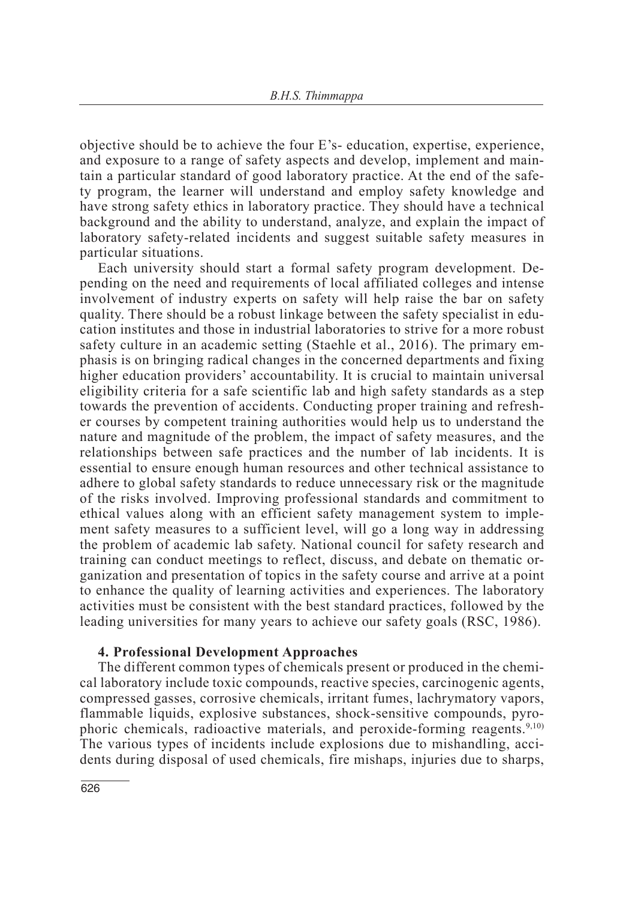objective should be to achieve the four E's- education, expertise, experience, and exposure to a range of safety aspects and develop, implement and maintain a particular standard of good laboratory practice. At the end of the safety program, the learner will understand and employ safety knowledge and have strong safety ethics in laboratory practice. They should have a technical background and the ability to understand, analyze, and explain the impact of laboratory safety-related incidents and suggest suitable safety measures in particular situations.

Each university should start a formal safety program development. Depending on the need and requirements of local affiliated colleges and intense involvement of industry experts on safety will help raise the bar on safety quality. There should be a robust linkage between the safety specialist in education institutes and those in industrial laboratories to strive for a more robust safety culture in an academic setting (Staehle et al., 2016). The primary emphasis is on bringing radical changes in the concerned departments and fixing higher education providers' accountability. It is crucial to maintain universal eligibility criteria for a safe scientific lab and high safety standards as a step towards the prevention of accidents. Conducting proper training and refresher courses by competent training authorities would help us to understand the nature and magnitude of the problem, the impact of safety measures, and the relationships between safe practices and the number of lab incidents. It is essential to ensure enough human resources and other technical assistance to adhere to global safety standards to reduce unnecessary risk or the magnitude of the risks involved. Improving professional standards and commitment to ethical values along with an efficient safety management system to implement safety measures to a sufficient level, will go a long way in addressing the problem of academic lab safety. National council for safety research and training can conduct meetings to reflect, discuss, and debate on thematic organization and presentation of topics in the safety course and arrive at a point to enhance the quality of learning activities and experiences. The laboratory activities must be consistent with the best standard practices, followed by the leading universities for many years to achieve our safety goals (RSC, 1986).

## 4. Professional Development Approaches

The different common types of chemicals present or produced in the chemical laboratory include toxic compounds, reactive species, carcinogenic agents, compressed gasses, corrosive chemicals, irritant fumes, lachrymatory vapors, flammable liquids, explosive substances, shock-sensitive compounds, pyrophoric chemicals, radioactive materials, and peroxide-forming reagents.[9,10) The various types of incidents include explosions due to mishandling, accidents during disposal of used chemicals, fire mishaps, injuries due to sharps,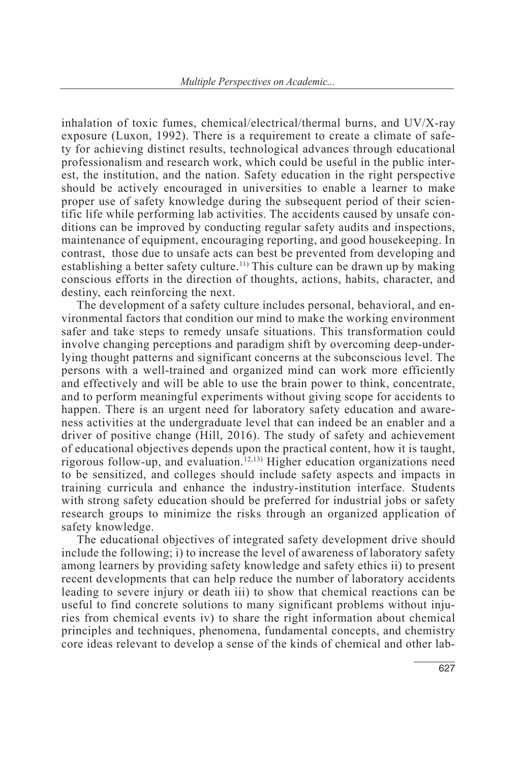inhalation of toxic fumes, chemical/electrical/thermal burns, and UV/X-ray exposure (Luxon, 1992). There is a requirement to create a climate of safety for achieving distinct results, technological advances through educational professionalism and research work, which could be useful in the public interest, the institution, and the nation. Safety education in the right perspective should be actively encouraged in universities to enable a learner to make proper use of safety knowledge during the subsequent period of their scientific life while performing lab activities. The accidents caused by unsafe conditions can be improved by conducting regular safety audits and inspections, maintenance of equipment, encouraging reporting, and good housekeeping. In contrast, those due to unsafe acts can best be prevented from developing and establishing a better safety culture.[11)] This culture can be drawn up by making conscious efforts in the direction of thoughts, actions, habits, character, and destiny, each reinforcing the next.

The development of a safety culture includes personal, behavioral, and environmental factors that condition our mind to make the working environment safer and take steps to remedy unsafe situations. This transformation could involve changing perceptions and paradigm shift by overcoming deep-underlying thought patterns and significant concerns at the subconscious level. The persons with a well-trained and organized mind can work more efficiently and effectively and will be able to use the brain power to think, concentrate, and to perform meaningful experiments without giving scope for accidents to happen. There is an urgent need for laboratory safety education and awareness activities at the undergraduate level that can indeed be an enabler and a driver of positive change (Hill, 2016). The study of safety and achievement of educational objectives depends upon the practical content, how it is taught, rigorous follow-up, and evaluation.[12,13)] Higher education organizations need to be sensitized, and colleges should include safety aspects and impacts in training curricula and enhance the industry-institution interface. Students with strong safety education should be preferred for industrial jobs or safety research groups to minimize the risks through an organized application of safety knowledge.

The educational objectives of integrated safety development drive should include the following; i) to increase the level of awareness of laboratory safety among learners by providing safety knowledge and safety ethics ii) to present recent developments that can help reduce the number of laboratory accidents leading to severe injury or death iii) to show that chemical reactions can be useful to find concrete solutions to many significant problems without injuries from chemical events iv) to share the right information about chemical principles and techniques, phenomena, fundamental concepts, and chemistry core ideas relevant to develop a sense of the kinds of chemical and other lab-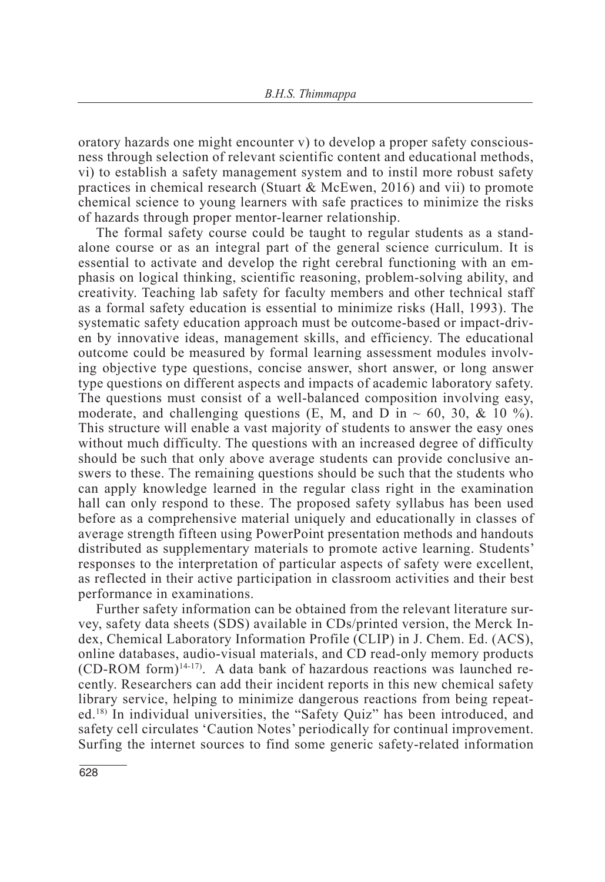oratory hazards one might encounter v) to develop a proper safety consciousness through selection of relevant scientific content and educational methods, vi) to establish a safety management system and to instil more robust safety practices in chemical research (Stuart & McEwen, 2016) and vii) to promote chemical science to young learners with safe practices to minimize the risks of hazards through proper mentor-learner relationship.

The formal safety course could be taught to regular students as a standalone course or as an integral part of the general science curriculum. It is essential to activate and develop the right cerebral functioning with an emphasis on logical thinking, scientific reasoning, problem-solving ability, and creativity. Teaching lab safety for faculty members and other technical staff as a formal safety education is essential to minimize risks (Hall, 1993). The systematic safety education approach must be outcome-based or impact-driven by innovative ideas, management skills, and efficiency. The educational outcome could be measured by formal learning assessment modules involving objective type questions, concise answer, short answer, or long answer type questions on different aspects and impacts of academic laboratory safety. The questions must consist of a well-balanced composition involving easy, moderate, and challenging questions (E, M, and D in ~ 60, 30, & 10 %). This structure will enable a vast majority of students to answer the easy ones without much difficulty. The questions with an increased degree of difficulty should be such that only above average students can provide conclusive answers to these. The remaining questions should be such that the students who can apply knowledge learned in the regular class right in the examination hall can only respond to these. The proposed safety syllabus has been used before as a comprehensive material uniquely and educationally in classes of average strength fifteen using PowerPoint presentation methods and handouts distributed as supplementary materials to promote active learning. Students' responses to the interpretation of particular aspects of safety were excellent, as reflected in their active participation in classroom activities and their best performance in examinations.

Further safety information can be obtained from the relevant literature survey, safety data sheets (SDS) available in CDs/printed version, the Merck Index, Chemical Laboratory Information Profile (CLIP) in J. Chem. Ed. (ACS), online databases, audio-visual materials, and CD read-only memory products (CD-ROM form)[14-17]. A data bank of hazardous reactions was launched recently. Researchers can add their incident reports in this new chemical safety library service, helping to minimize dangerous reactions from being repeated.[18] In individual universities, the "Safety Quiz" has been introduced, and safety cell circulates 'Caution Notes' periodically for continual improvement. Surfing the internet sources to find some generic safety-related information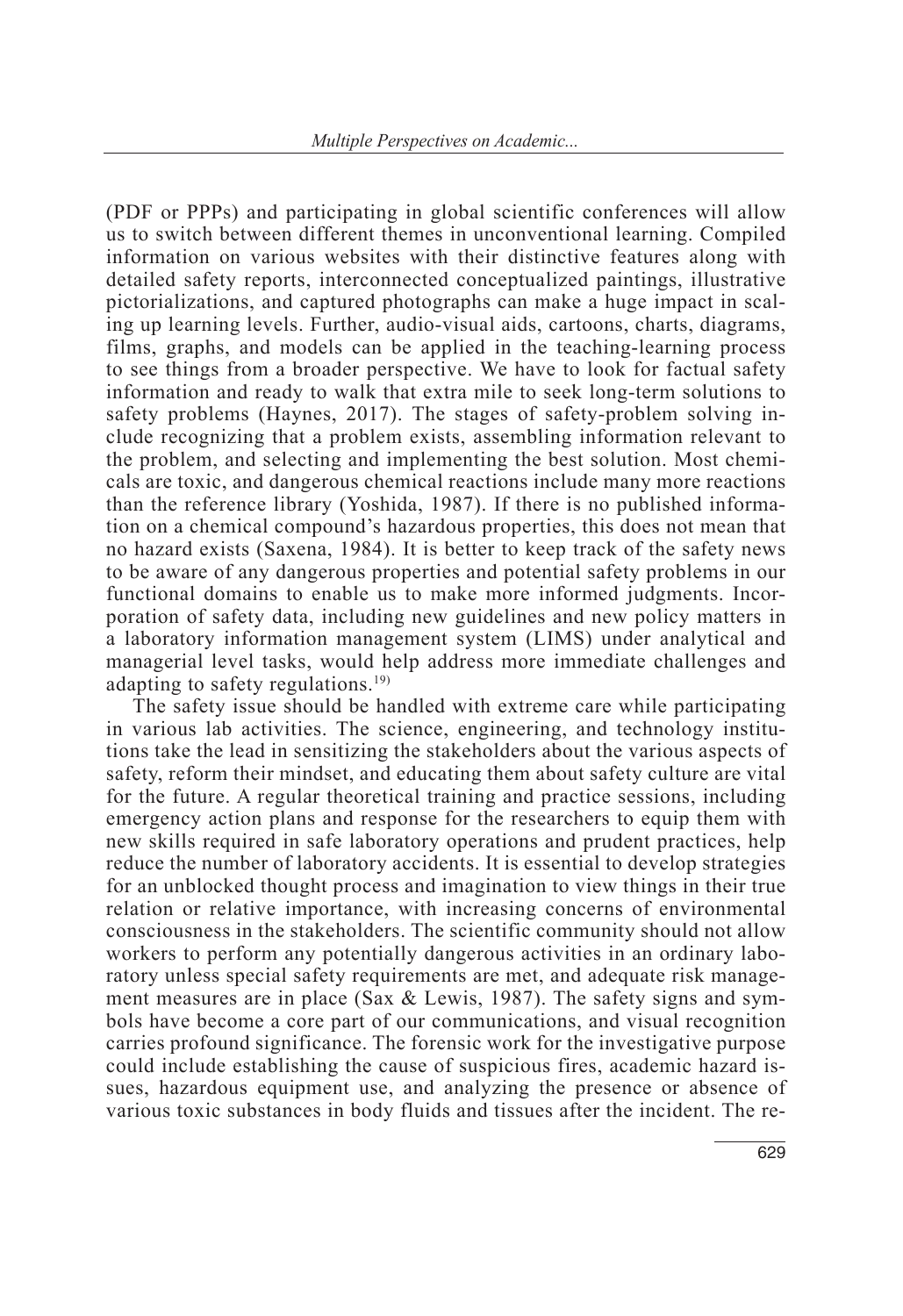(PDF or PPPs) and participating in global scientific conferences will allow us to switch between different themes in unconventional learning. Compiled information on various websites with their distinctive features along with detailed safety reports, interconnected conceptualized paintings, illustrative pictorializations, and captured photographs can make a huge impact in scaling up learning levels. Further, audio-visual aids, cartoons, charts, diagrams, films, graphs, and models can be applied in the teaching-learning process to see things from a broader perspective. We have to look for factual safety information and ready to walk that extra mile to seek long-term solutions to safety problems (Haynes, 2017). The stages of safety-problem solving include recognizing that a problem exists, assembling information relevant to the problem, and selecting and implementing the best solution. Most chemicals are toxic, and dangerous chemical reactions include many more reactions than the reference library (Yoshida, 1987). If there is no published information on a chemical compound's hazardous properties, this does not mean that no hazard exists (Saxena, 1984). It is better to keep track of the safety news to be aware of any dangerous properties and potential safety problems in our functional domains to enable us to make more informed judgments. Incorporation of safety data, including new guidelines and new policy matters in a laboratory information management system (LIMS) under analytical and managerial level tasks, would help address more immediate challenges and adapting to safety regulations.[19)]

The safety issue should be handled with extreme care while participating in various lab activities. The science, engineering, and technology institutions take the lead in sensitizing the stakeholders about the various aspects of safety, reform their mindset, and educating them about safety culture are vital for the future. A regular theoretical training and practice sessions, including emergency action plans and response for the researchers to equip them with new skills required in safe laboratory operations and prudent practices, help reduce the number of laboratory accidents. It is essential to develop strategies for an unblocked thought process and imagination to view things in their true relation or relative importance, with increasing concerns of environmental consciousness in the stakeholders. The scientific community should not allow workers to perform any potentially dangerous activities in an ordinary laboratory unless special safety requirements are met, and adequate risk management measures are in place (Sax & Lewis, 1987). The safety signs and symbols have become a core part of our communications, and visual recognition carries profound significance. The forensic work for the investigative purpose could include establishing the cause of suspicious fires, academic hazard issues, hazardous equipment use, and analyzing the presence or absence of various toxic substances in body fluids and tissues after the incident. The re-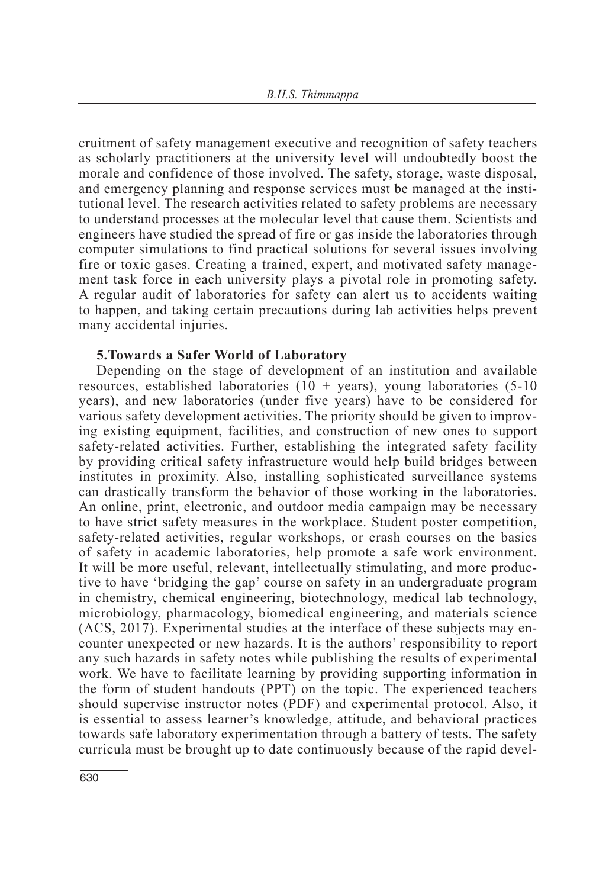cruitment of safety management executive and recognition of safety teachers as scholarly practitioners at the university level will undoubtedly boost the morale and confidence of those involved. The safety, storage, waste disposal, and emergency planning and response services must be managed at the institutional level. The research activities related to safety problems are necessary to understand processes at the molecular level that cause them. Scientists and engineers have studied the spread of fire or gas inside the laboratories through computer simulations to find practical solutions for several issues involving fire or toxic gases. Creating a trained, expert, and motivated safety management task force in each university plays a pivotal role in promoting safety. A regular audit of laboratories for safety can alert us to accidents waiting to happen, and taking certain precautions during lab activities helps prevent many accidental injuries.

## 5.Towards a Safer World of Laboratory

Depending on the stage of development of an institution and available resources, established laboratories (10 + years), young laboratories (5-10 years), and new laboratories (under five years) have to be considered for various safety development activities. The priority should be given to improving existing equipment, facilities, and construction of new ones to support safety-related activities. Further, establishing the integrated safety facility by providing critical safety infrastructure would help build bridges between institutes in proximity. Also, installing sophisticated surveillance systems can drastically transform the behavior of those working in the laboratories. An online, print, electronic, and outdoor media campaign may be necessary to have strict safety measures in the workplace. Student poster competition, safety-related activities, regular workshops, or crash courses on the basics of safety in academic laboratories, help promote a safe work environment. It will be more useful, relevant, intellectually stimulating, and more productive to have 'bridging the gap' course on safety in an undergraduate program in chemistry, chemical engineering, biotechnology, medical lab technology, microbiology, pharmacology, biomedical engineering, and materials science (ACS, 2017). Experimental studies at the interface of these subjects may encounter unexpected or new hazards. It is the authors' responsibility to report any such hazards in safety notes while publishing the results of experimental work. We have to facilitate learning by providing supporting information in the form of student handouts (PPT) on the topic. The experienced teachers should supervise instructor notes (PDF) and experimental protocol. Also, it is essential to assess learner's knowledge, attitude, and behavioral practices towards safe laboratory experimentation through a battery of tests. The safety curricula must be brought up to date continuously because of the rapid devel-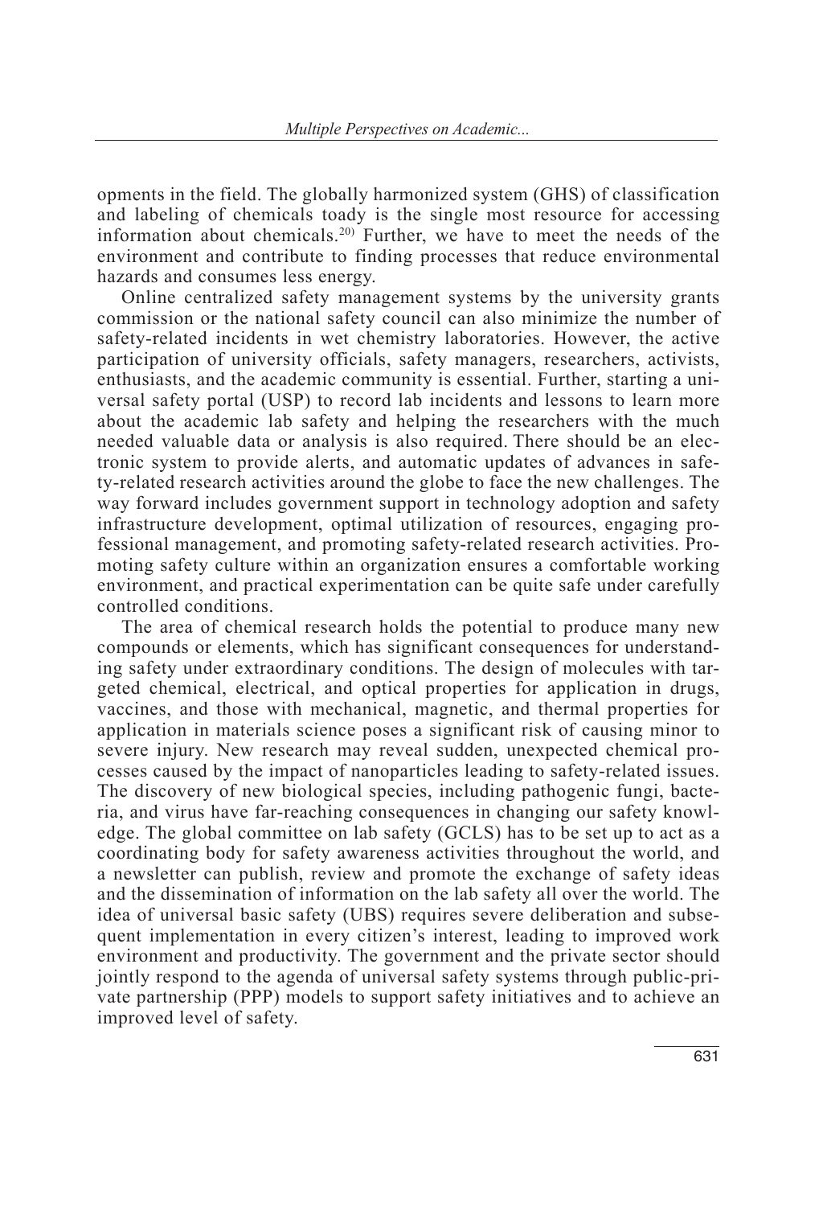opments in the field. The globally harmonized system (GHS) of classification and labeling of chemicals toady is the single most resource for accessing information about chemicals.[20] Further, we have to meet the needs of the environment and contribute to finding processes that reduce environmental hazards and consumes less energy.

Online centralized safety management systems by the university grants commission or the national safety council can also minimize the number of safety-related incidents in wet chemistry laboratories. However, the active participation of university officials, safety managers, researchers, activists, enthusiasts, and the academic community is essential. Further, starting a universal safety portal (USP) to record lab incidents and lessons to learn more about the academic lab safety and helping the researchers with the much needed valuable data or analysis is also required. There should be an electronic system to provide alerts, and automatic updates of advances in safety-related research activities around the globe to face the new challenges. The way forward includes government support in technology adoption and safety infrastructure development, optimal utilization of resources, engaging professional management, and promoting safety-related research activities. Promoting safety culture within an organization ensures a comfortable working environment, and practical experimentation can be quite safe under carefully controlled conditions.

The area of chemical research holds the potential to produce many new compounds or elements, which has significant consequences for understanding safety under extraordinary conditions. The design of molecules with targeted chemical, electrical, and optical properties for application in drugs, vaccines, and those with mechanical, magnetic, and thermal properties for application in materials science poses a significant risk of causing minor to severe injury. New research may reveal sudden, unexpected chemical processes caused by the impact of nanoparticles leading to safety-related issues. The discovery of new biological species, including pathogenic fungi, bacteria, and virus have far-reaching consequences in changing our safety knowledge. The global committee on lab safety (GCLS) has to be set up to act as a coordinating body for safety awareness activities throughout the world, and a newsletter can publish, review and promote the exchange of safety ideas and the dissemination of information on the lab safety all over the world. The idea of universal basic safety (UBS) requires severe deliberation and subsequent implementation in every citizen's interest, leading to improved work environment and productivity. The government and the private sector should jointly respond to the agenda of universal safety systems through public-private partnership (PPP) models to support safety initiatives and to achieve an improved level of safety.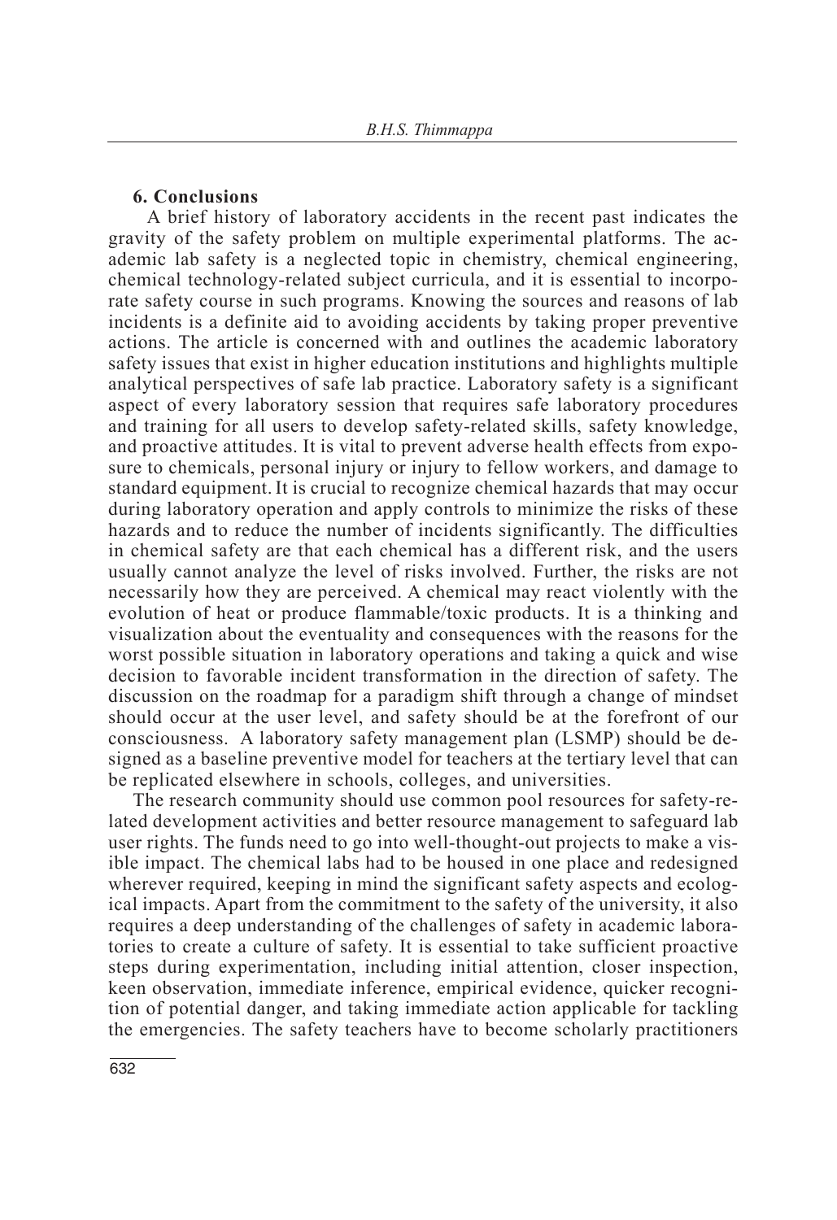## 6. Conclusions

A brief history of laboratory accidents in the recent past indicates the gravity of the safety problem on multiple experimental platforms. The academic lab safety is a neglected topic in chemistry, chemical engineering, chemical technology-related subject curricula, and it is essential to incorporate safety course in such programs. Knowing the sources and reasons of lab incidents is a definite aid to avoiding accidents by taking proper preventive actions. The article is concerned with and outlines the academic laboratory safety issues that exist in higher education institutions and highlights multiple analytical perspectives of safe lab practice. Laboratory safety is a significant aspect of every laboratory session that requires safe laboratory procedures and training for all users to develop safety-related skills, safety knowledge, and proactive attitudes. It is vital to prevent adverse health effects from exposure to chemicals, personal injury or injury to fellow workers, and damage to standard equipment. It is crucial to recognize chemical hazards that may occur during laboratory operation and apply controls to minimize the risks of these hazards and to reduce the number of incidents significantly. The difficulties in chemical safety are that each chemical has a different risk, and the users usually cannot analyze the level of risks involved. Further, the risks are not necessarily how they are perceived. A chemical may react violently with the evolution of heat or produce flammable/toxic products. It is a thinking and visualization about the eventuality and consequences with the reasons for the worst possible situation in laboratory operations and taking a quick and wise decision to favorable incident transformation in the direction of safety. The discussion on the roadmap for a paradigm shift through a change of mindset should occur at the user level, and safety should be at the forefront of our consciousness. A laboratory safety management plan (LSMP) should be designed as a baseline preventive model for teachers at the tertiary level that can be replicated elsewhere in schools, colleges, and universities.

The research community should use common pool resources for safety-related development activities and better resource management to safeguard lab user rights. The funds need to go into well-thought-out projects to make a visible impact. The chemical labs had to be housed in one place and redesigned wherever required, keeping in mind the significant safety aspects and ecological impacts. Apart from the commitment to the safety of the university, it also requires a deep understanding of the challenges of safety in academic laboratories to create a culture of safety. It is essential to take sufficient proactive steps during experimentation, including initial attention, closer inspection, keen observation, immediate inference, empirical evidence, quicker recognition of potential danger, and taking immediate action applicable for tackling the emergencies. The safety teachers have to become scholarly practitioners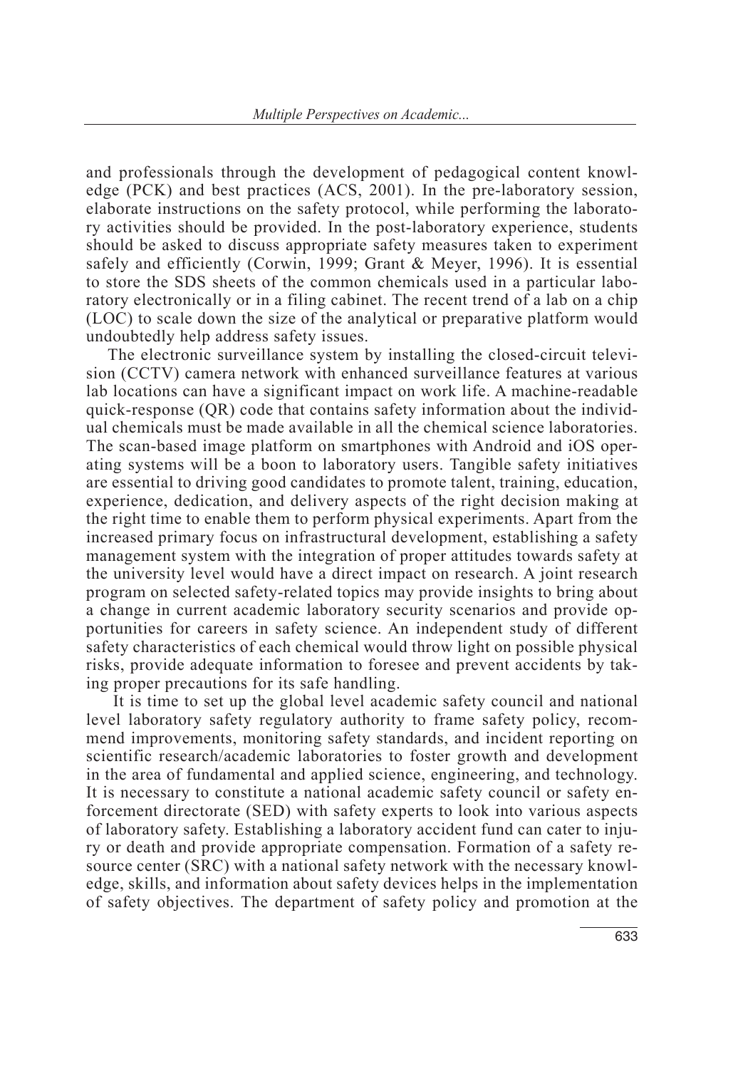and professionals through the development of pedagogical content knowledge (PCK) and best practices (ACS, 2001). In the pre-laboratory session, elaborate instructions on the safety protocol, while performing the laboratory activities should be provided. In the post-laboratory experience, students should be asked to discuss appropriate safety measures taken to experiment safely and efficiently (Corwin, 1999; Grant & Meyer, 1996). It is essential to store the SDS sheets of the common chemicals used in a particular laboratory electronically or in a filing cabinet. The recent trend of a lab on a chip (LOC) to scale down the size of the analytical or preparative platform would undoubtedly help address safety issues.

The electronic surveillance system by installing the closed-circuit television (CCTV) camera network with enhanced surveillance features at various lab locations can have a significant impact on work life. A machine-readable quick-response (QR) code that contains safety information about the individual chemicals must be made available in all the chemical science laboratories. The scan-based image platform on smartphones with Android and iOS operating systems will be a boon to laboratory users. Tangible safety initiatives are essential to driving good candidates to promote talent, training, education, experience, dedication, and delivery aspects of the right decision making at the right time to enable them to perform physical experiments. Apart from the increased primary focus on infrastructural development, establishing a safety management system with the integration of proper attitudes towards safety at the university level would have a direct impact on research. A joint research program on selected safety-related topics may provide insights to bring about a change in current academic laboratory security scenarios and provide opportunities for careers in safety science. An independent study of different safety characteristics of each chemical would throw light on possible physical risks, provide adequate information to foresee and prevent accidents by taking proper precautions for its safe handling.

It is time to set up the global level academic safety council and national level laboratory safety regulatory authority to frame safety policy, recommend improvements, monitoring safety standards, and incident reporting on scientific research/academic laboratories to foster growth and development in the area of fundamental and applied science, engineering, and technology. It is necessary to constitute a national academic safety council or safety enforcement directorate (SED) with safety experts to look into various aspects of laboratory safety. Establishing a laboratory accident fund can cater to injury or death and provide appropriate compensation. Formation of a safety resource center (SRC) with a national safety network with the necessary knowledge, skills, and information about safety devices helps in the implementation of safety objectives. The department of safety policy and promotion at the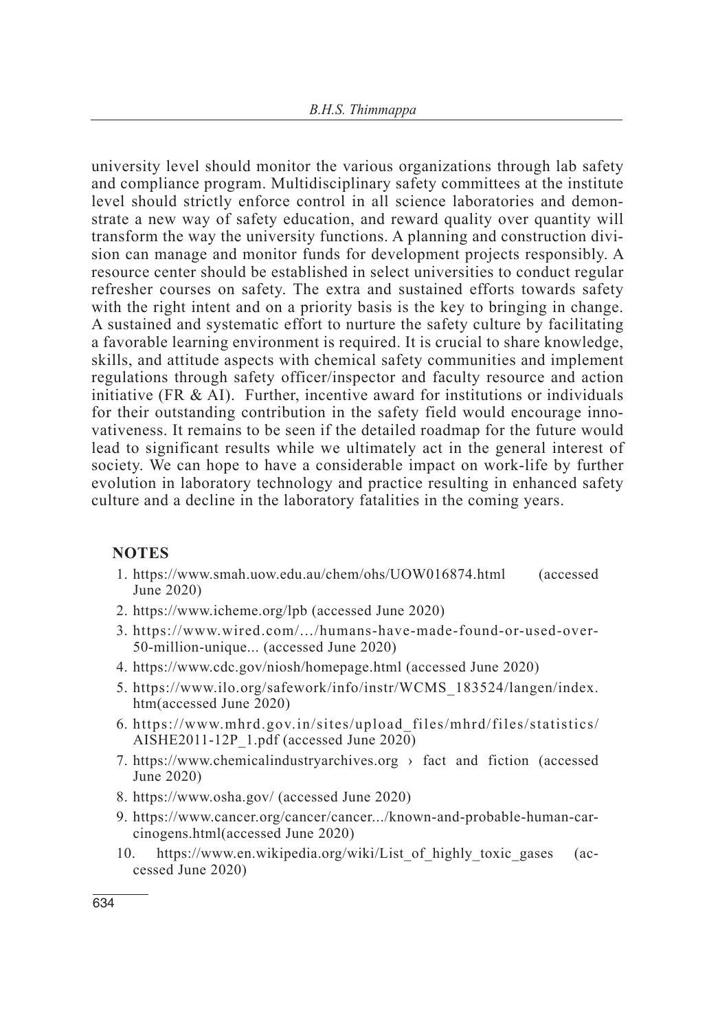university level should monitor the various organizations through lab safety and compliance program. Multidisciplinary safety committees at the institute level should strictly enforce control in all science laboratories and demonstrate a new way of safety education, and reward quality over quantity will transform the way the university functions. A planning and construction division can manage and monitor funds for development projects responsibly. A resource center should be established in select universities to conduct regular refresher courses on safety. The extra and sustained efforts towards safety with the right intent and on a priority basis is the key to bringing in change. A sustained and systematic effort to nurture the safety culture by facilitating a favorable learning environment is required. It is crucial to share knowledge, skills, and attitude aspects with chemical safety communities and implement regulations through safety officer/inspector and faculty resource and action initiative (FR & AI). Further, incentive award for institutions or individuals for their outstanding contribution in the safety field would encourage innovativeness. It remains to be seen if the detailed roadmap for the future would lead to significant results while we ultimately act in the general interest of society. We can hope to have a considerable impact on work-life by further evolution in laboratory technology and practice resulting in enhanced safety culture and a decline in the laboratory fatalities in the coming years.

## NOTES

1. https://www.smah.uow.edu.au/chem/ohs/UOW016874.html (accessed June 2020)
2. https://www.icheme.org/lpb (accessed June 2020)
3. https://www.wired.com/…/humans-have-made-found-or-used-over-50-million-unique... (accessed June 2020)
4. https://www.cdc.gov/niosh/homepage.html (accessed June 2020)
5. https://www.ilo.org/safework/info/instr/WCMS_183524/langen/index.htm(accessed June 2020)
6. https://www.mhrd.gov.in/sites/upload_files/mhrd/files/statistics/AISHE2011-12P_1.pdf (accessed June 2020)
7. https://www.chemicalindustryarchives.org › fact and fiction (accessed June 2020)
8. https://www.osha.gov/ (accessed June 2020)
9. https://www.cancer.org/cancer/cancer.../known-and-probable-human-carcinogens.html(accessed June 2020)
10. https://www.en.wikipedia.org/wiki/List_of_highly_toxic_gases (accessed June 2020)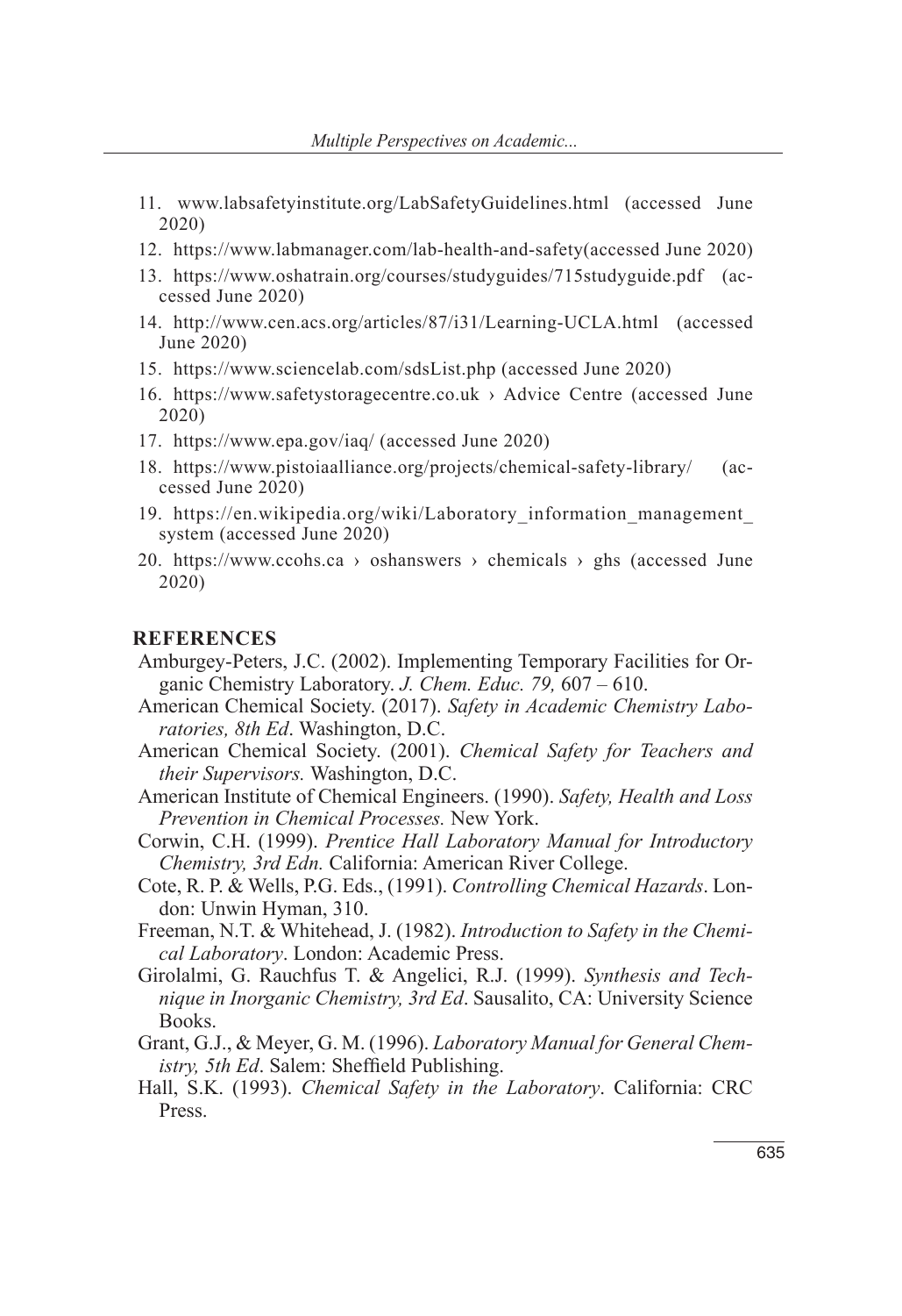11. www.labsafetyinstitute.org/LabSafetyGuidelines.html (accessed June 2020)
12. https://www.labmanager.com/lab-health-and-safety(accessed June 2020)
13. https://www.oshatrain.org/courses/studyguides/715studyguide.pdf (accessed June 2020)
14. http://www.cen.acs.org/articles/87/i31/Learning-UCLA.html (accessed June 2020)
15. https://www.sciencelab.com/sdsList.php (accessed June 2020)
16. https://www.safetystoragecentre.co.uk › Advice Centre (accessed June 2020)
17. https://www.epa.gov/iaq/ (accessed June 2020)
18. https://www.pistoiaalliance.org/projects/chemical-safety-library/ (accessed June 2020)
19. https://en.wikipedia.org/wiki/Laboratory_information_management_system (accessed June 2020)
20. https://www.ccohs.ca › oshanswers › chemicals › ghs (accessed June 2020)

## REFERENCES

Amburgey-Peters, J.C. (2002). Implementing Temporary Facilities for Organic Chemistry Laboratory. *J. Chem. Educ. 79,* 607 – 610.

American Chemical Society. (2017). *Safety in Academic Chemistry Laboratories, 8th Ed*. Washington, D.C.

American Chemical Society. (2001). *Chemical Safety for Teachers and their Supervisors.* Washington, D.C.

American Institute of Chemical Engineers. (1990). *Safety, Health and Loss Prevention in Chemical Processes.* New York.

Corwin, C.H. (1999). *Prentice Hall Laboratory Manual for Introductory Chemistry, 3rd Edn.* California: American River College.

Cote, R. P. & Wells, P.G. Eds., (1991). *Controlling Chemical Hazards*. London: Unwin Hyman, 310.

Freeman, N.T. & Whitehead, J. (1982). *Introduction to Safety in the Chemical Laboratory*. London: Academic Press.

Girolalmi, G. Rauchfus T. & Angelici, R.J. (1999). *Synthesis and Technique in Inorganic Chemistry, 3rd Ed*. Sausalito, CA: University Science Books.

Grant, G.J., & Meyer, G. M. (1996). *Laboratory Manual for General Chemistry, 5th Ed*. Salem: Sheffield Publishing.

Hall, S.K. (1993). *Chemical Safety in the Laboratory*. California: CRC Press.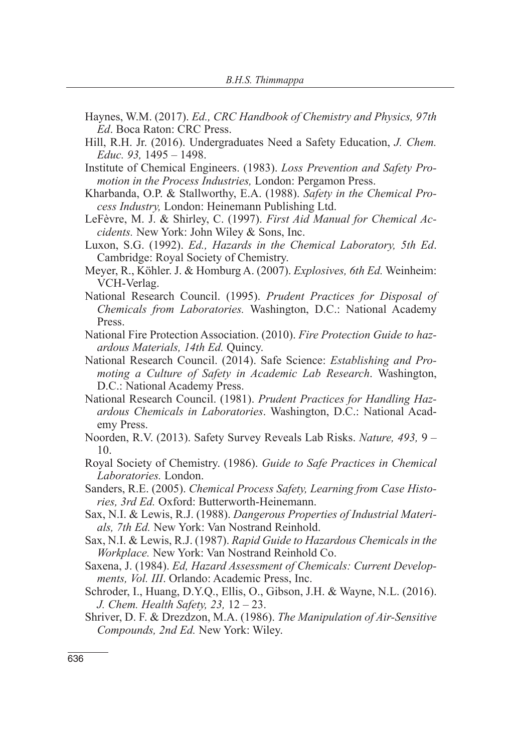Haynes, W.M. (2017). *Ed., CRC Handbook of Chemistry and Physics, 97th Ed*. Boca Raton: CRC Press.

Hill, R.H. Jr. (2016). Undergraduates Need a Safety Education, *J. Chem. Educ. 93,* 1495 – 1498.

Institute of Chemical Engineers. (1983). *Loss Prevention and Safety Promotion in the Process Industries,* London: Pergamon Press.

Kharbanda, O.P. & Stallworthy, E.A. (1988). *Safety in the Chemical Process Industry,* London: Heinemann Publishing Ltd.

LeFèvre, M. J. & Shirley, C. (1997). *First Aid Manual for Chemical Accidents.* New York: John Wiley & Sons, Inc.

Luxon, S.G. (1992). *Ed., Hazards in the Chemical Laboratory, 5th Ed*. Cambridge: Royal Society of Chemistry.

Meyer, R., Köhler. J. & Homburg A. (2007). *Explosives, 6th Ed.* Weinheim: VCH-Verlag.

National Research Council. (1995). *Prudent Practices for Disposal of Chemicals from Laboratories.* Washington, D.C.: National Academy Press.

National Fire Protection Association. (2010). *Fire Protection Guide to hazardous Materials, 14th Ed.* Quincy.

National Research Council. (2014). Safe Science: *Establishing and Promoting a Culture of Safety in Academic Lab Research*. Washington, D.C.: National Academy Press.

National Research Council. (1981). *Prudent Practices for Handling Hazardous Chemicals in Laboratories*. Washington, D.C.: National Academy Press.

Noorden, R.V. (2013). Safety Survey Reveals Lab Risks. *Nature, 493,* 9 – 10.

Royal Society of Chemistry. (1986). *Guide to Safe Practices in Chemical Laboratories.* London.

Sanders, R.E. (2005). *Chemical Process Safety, Learning from Case Histories, 3rd Ed.* Oxford: Butterworth-Heinemann.

Sax, N.I. & Lewis, R.J. (1988). *Dangerous Properties of Industrial Materials, 7th Ed.* New York: Van Nostrand Reinhold.

Sax, N.I. & Lewis, R.J. (1987). *Rapid Guide to Hazardous Chemicals in the Workplace.* New York: Van Nostrand Reinhold Co.

Saxena, J. (1984). *Ed, Hazard Assessment of Chemicals: Current Developments, Vol. III*. Orlando: Academic Press, Inc.

Schroder, I., Huang, D.Y.Q., Ellis, O., Gibson, J.H. & Wayne, N.L. (2016). *J. Chem. Health Safety, 23,* 12 – 23.

Shriver, D. F. & Drezdzon, M.A. (1986). *The Manipulation of Air-Sensitive Compounds, 2nd Ed.* New York: Wiley.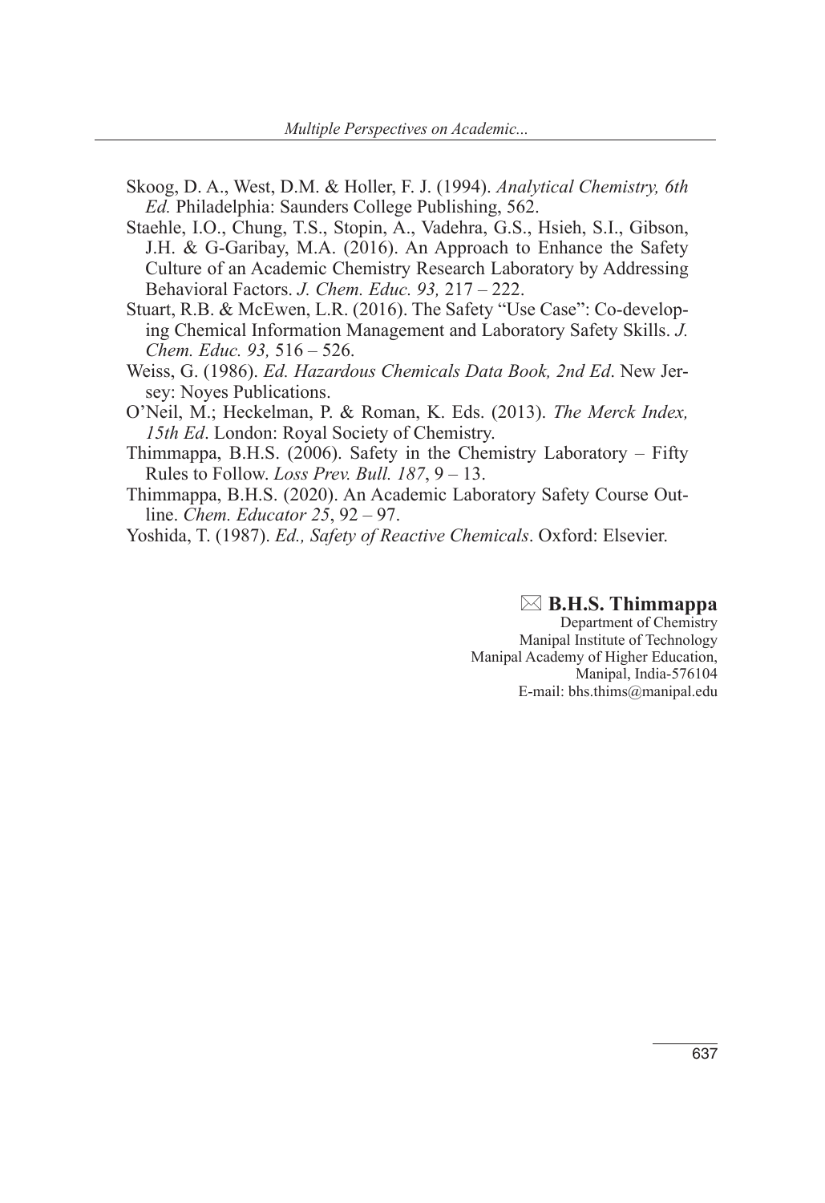Skoog, D. A., West, D.M. & Holler, F. J. (1994). *Analytical Chemistry, 6th Ed.* Philadelphia: Saunders College Publishing, 562.

Staehle, I.O., Chung, T.S., Stopin, A., Vadehra, G.S., Hsieh, S.I., Gibson, J.H. & G-Garibay, M.A. (2016). An Approach to Enhance the Safety Culture of an Academic Chemistry Research Laboratory by Addressing Behavioral Factors. *J. Chem. Educ. 93,* 217 – 222.

Stuart, R.B. & McEwen, L.R. (2016). The Safety "Use Case": Co-developing Chemical Information Management and Laboratory Safety Skills. *J. Chem. Educ. 93,* 516 – 526.

Weiss, G. (1986). *Ed. Hazardous Chemicals Data Book, 2nd Ed*. New Jersey: Noyes Publications.

O'Neil, M.; Heckelman, P. & Roman, K. Eds. (2013). *The Merck Index, 15th Ed*. London: Royal Society of Chemistry.

Thimmappa, B.H.S. (2006). Safety in the Chemistry Laboratory – Fifty Rules to Follow. *Loss Prev. Bull. 187*, 9 – 13.

Thimmappa, B.H.S. (2020). An Academic Laboratory Safety Course Outline. *Chem. Educator 25*, 92 – 97.

Yoshida, T. (1987). *Ed., Safety of Reactive Chemicals*. Oxford: Elsevier.

✉ **B.H.S. Thimmappa**
Department of Chemistry
Manipal Institute of Technology
Manipal Academy of Higher Education,
Manipal, India-576104
E-mail: bhs.thims@manipal.edu